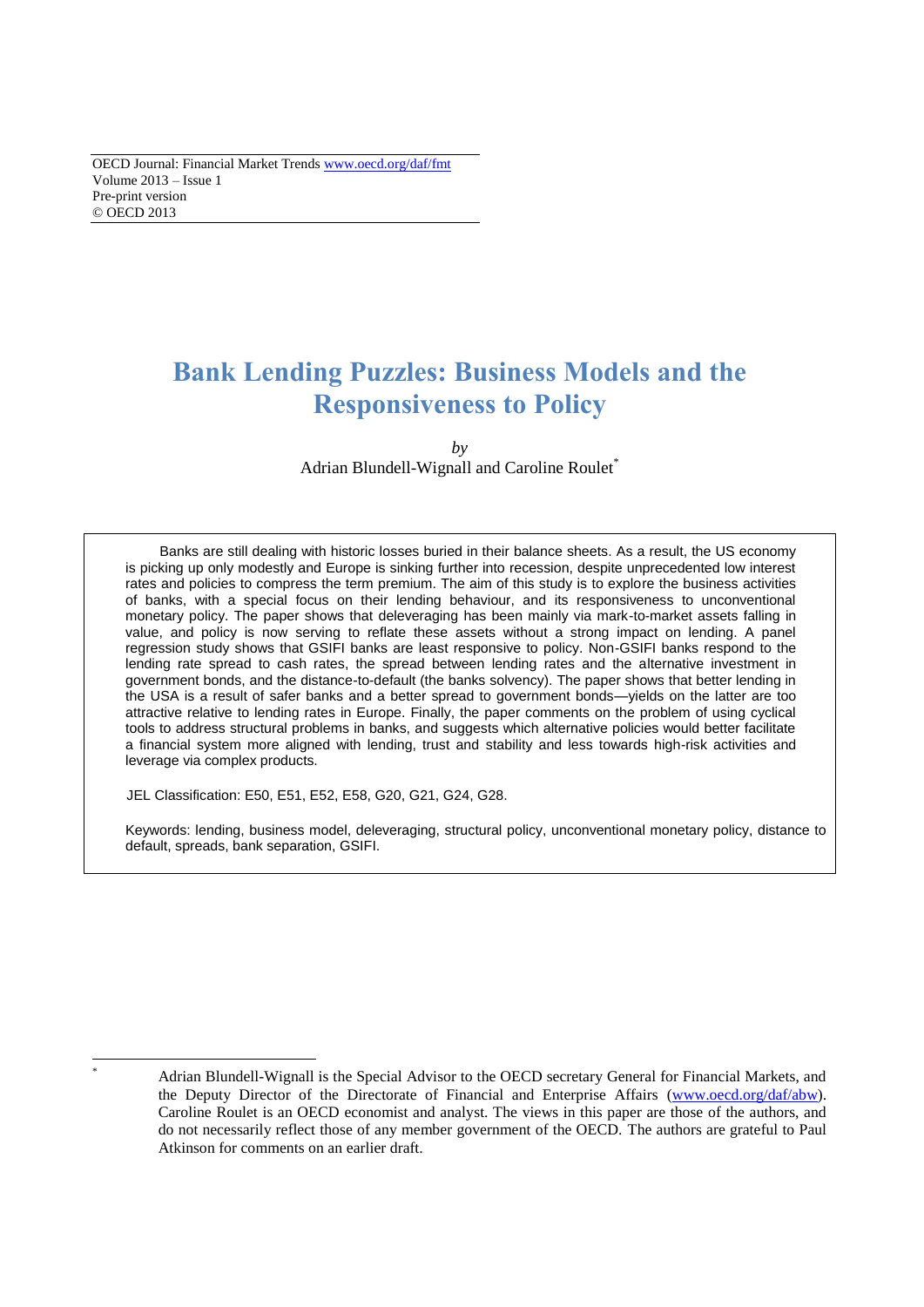OECD Journal: Financial Market Trends www.oecd.org/daf/fmt
Volume 2013 – Issue 1
Pre-print version
© OECD 2013

# Bank Lending Puzzles: Business Models and the Responsiveness to Policy

*by*
Adrian Blundell-Wignall and Caroline Roulet*

> Banks are still dealing with historic losses buried in their balance sheets. As a result, the US economy is picking up only modestly and Europe is sinking further into recession, despite unprecedented low interest rates and policies to compress the term premium. The aim of this study is to explore the business activities of banks, with a special focus on their lending behaviour, and its responsiveness to unconventional monetary policy. The paper shows that deleveraging has been mainly via mark-to-market assets falling in value, and policy is now serving to reflate these assets without a strong impact on lending. A panel regression study shows that GSIFI banks are least responsive to policy. Non-GSIFI banks respond to the lending rate spread to cash rates, the spread between lending rates and the alternative investment in government bonds, and the distance-to-default (the banks solvency). The paper shows that better lending in the USA is a result of safer banks and a better spread to government bonds—yields on the latter are too attractive relative to lending rates in Europe. Finally, the paper comments on the problem of using cyclical tools to address structural problems in banks, and suggests which alternative policies would better facilitate a financial system more aligned with lending, trust and stability and less towards high-risk activities and leverage via complex products.
>
> JEL Classification: E50, E51, E52, E58, G20, G21, G24, G28.
>
> Keywords: lending, business model, deleveraging, structural policy, unconventional monetary policy, distance to default, spreads, bank separation, GSIFI.

---

* Adrian Blundell-Wignall is the Special Advisor to the OECD secretary General for Financial Markets, and the Deputy Director of the Directorate of Financial and Enterprise Affairs (www.oecd.org/daf/abw). Caroline Roulet is an OECD economist and analyst. The views in this paper are those of the authors, and do not necessarily reflect those of any member government of the OECD. The authors are grateful to Paul Atkinson for comments on an earlier draft.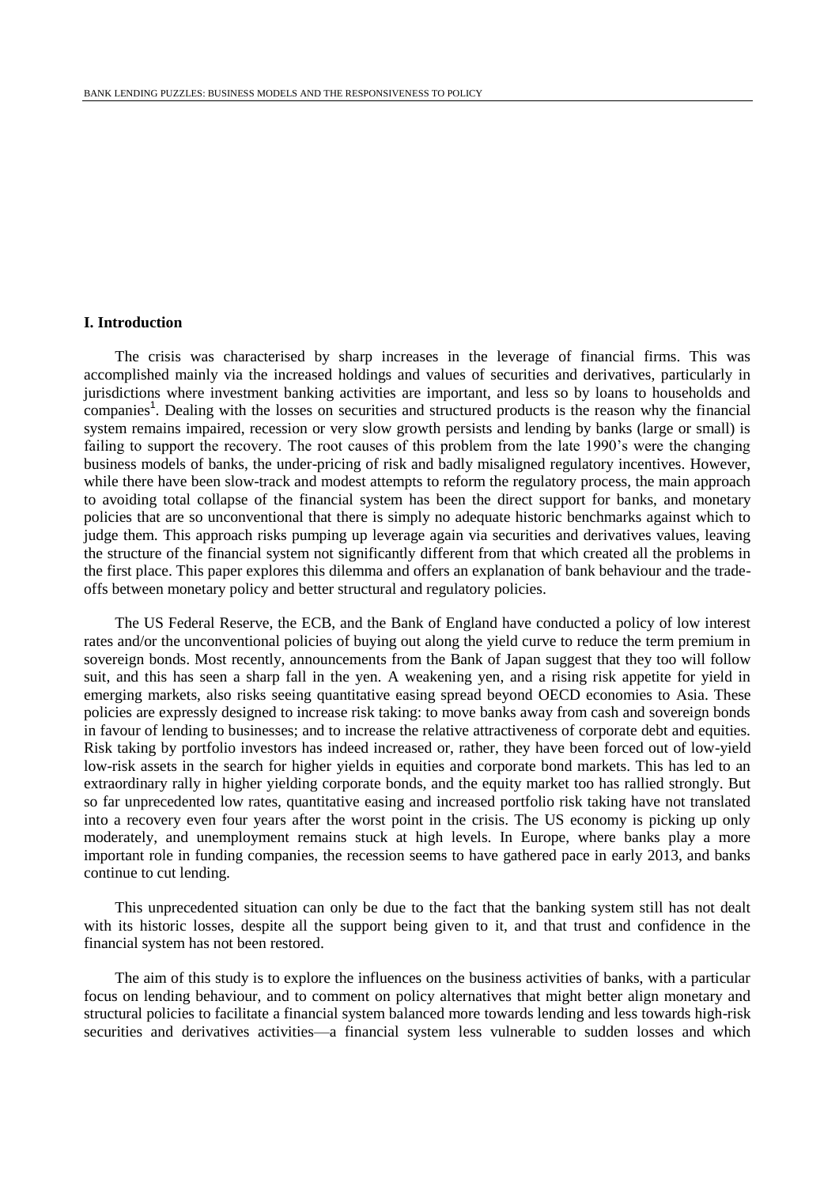## I. Introduction

The crisis was characterised by sharp increases in the leverage of financial firms. This was accomplished mainly via the increased holdings and values of securities and derivatives, particularly in jurisdictions where investment banking activities are important, and less so by loans to households and companies[1]. Dealing with the losses on securities and structured products is the reason why the financial system remains impaired, recession or very slow growth persists and lending by banks (large or small) is failing to support the recovery. The root causes of this problem from the late 1990's were the changing business models of banks, the under-pricing of risk and badly misaligned regulatory incentives. However, while there have been slow-track and modest attempts to reform the regulatory process, the main approach to avoiding total collapse of the financial system has been the direct support for banks, and monetary policies that are so unconventional that there is simply no adequate historic benchmarks against which to judge them. This approach risks pumping up leverage again via securities and derivatives values, leaving the structure of the financial system not significantly different from that which created all the problems in the first place. This paper explores this dilemma and offers an explanation of bank behaviour and the trade-offs between monetary policy and better structural and regulatory policies.

The US Federal Reserve, the ECB, and the Bank of England have conducted a policy of low interest rates and/or the unconventional policies of buying out along the yield curve to reduce the term premium in sovereign bonds. Most recently, announcements from the Bank of Japan suggest that they too will follow suit, and this has seen a sharp fall in the yen. A weakening yen, and a rising risk appetite for yield in emerging markets, also risks seeing quantitative easing spread beyond OECD economies to Asia. These policies are expressly designed to increase risk taking: to move banks away from cash and sovereign bonds in favour of lending to businesses; and to increase the relative attractiveness of corporate debt and equities. Risk taking by portfolio investors has indeed increased or, rather, they have been forced out of low-yield low-risk assets in the search for higher yields in equities and corporate bond markets. This has led to an extraordinary rally in higher yielding corporate bonds, and the equity market too has rallied strongly. But so far unprecedented low rates, quantitative easing and increased portfolio risk taking have not translated into a recovery even four years after the worst point in the crisis. The US economy is picking up only moderately, and unemployment remains stuck at high levels. In Europe, where banks play a more important role in funding companies, the recession seems to have gathered pace in early 2013, and banks continue to cut lending.

This unprecedented situation can only be due to the fact that the banking system still has not dealt with its historic losses, despite all the support being given to it, and that trust and confidence in the financial system has not been restored.

The aim of this study is to explore the influences on the business activities of banks, with a particular focus on lending behaviour, and to comment on policy alternatives that might better align monetary and structural policies to facilitate a financial system balanced more towards lending and less towards high-risk securities and derivatives activities—a financial system less vulnerable to sudden losses and which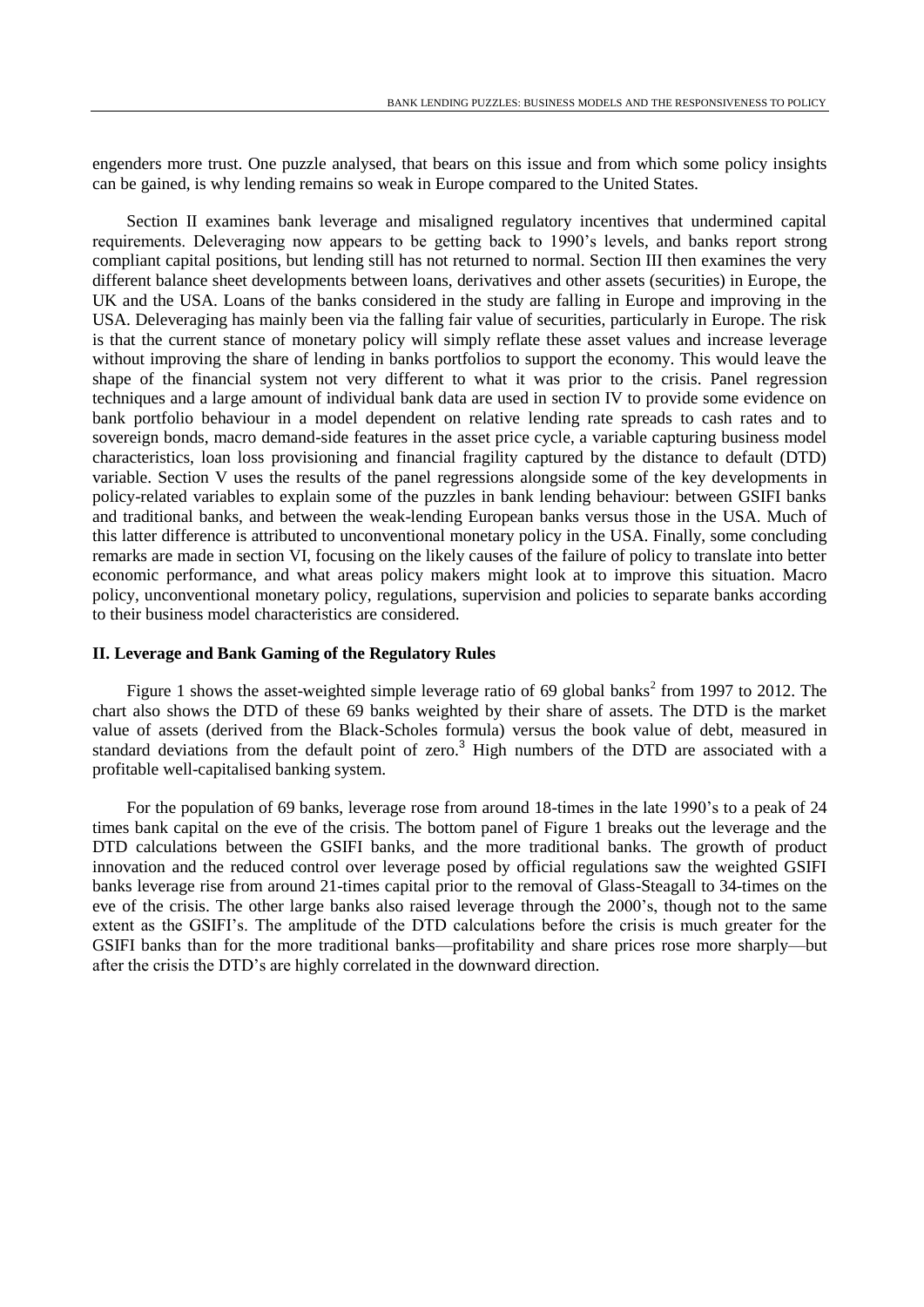engenders more trust. One puzzle analysed, that bears on this issue and from which some policy insights can be gained, is why lending remains so weak in Europe compared to the United States.

Section II examines bank leverage and misaligned regulatory incentives that undermined capital requirements. Deleveraging now appears to be getting back to 1990's levels, and banks report strong compliant capital positions, but lending still has not returned to normal. Section III then examines the very different balance sheet developments between loans, derivatives and other assets (securities) in Europe, the UK and the USA. Loans of the banks considered in the study are falling in Europe and improving in the USA. Deleveraging has mainly been via the falling fair value of securities, particularly in Europe. The risk is that the current stance of monetary policy will simply reflate these asset values and increase leverage without improving the share of lending in banks portfolios to support the economy. This would leave the shape of the financial system not very different to what it was prior to the crisis. Panel regression techniques and a large amount of individual bank data are used in section IV to provide some evidence on bank portfolio behaviour in a model dependent on relative lending rate spreads to cash rates and to sovereign bonds, macro demand-side features in the asset price cycle, a variable capturing business model characteristics, loan loss provisioning and financial fragility captured by the distance to default (DTD) variable. Section V uses the results of the panel regressions alongside some of the key developments in policy-related variables to explain some of the puzzles in bank lending behaviour: between GSIFI banks and traditional banks, and between the weak-lending European banks versus those in the USA. Much of this latter difference is attributed to unconventional monetary policy in the USA. Finally, some concluding remarks are made in section VI, focusing on the likely causes of the failure of policy to translate into better economic performance, and what areas policy makers might look at to improve this situation. Macro policy, unconventional monetary policy, regulations, supervision and policies to separate banks according to their business model characteristics are considered.

## II. Leverage and Bank Gaming of the Regulatory Rules

Figure 1 shows the asset-weighted simple leverage ratio of 69 global banks[2] from 1997 to 2012. The chart also shows the DTD of these 69 banks weighted by their share of assets. The DTD is the market value of assets (derived from the Black-Scholes formula) versus the book value of debt, measured in standard deviations from the default point of zero.[3] High numbers of the DTD are associated with a profitable well-capitalised banking system.

For the population of 69 banks, leverage rose from around 18-times in the late 1990's to a peak of 24 times bank capital on the eve of the crisis. The bottom panel of Figure 1 breaks out the leverage and the DTD calculations between the GSIFI banks, and the more traditional banks. The growth of product innovation and the reduced control over leverage posed by official regulations saw the weighted GSIFI banks leverage rise from around 21-times capital prior to the removal of Glass-Steagall to 34-times on the eve of the crisis. The other large banks also raised leverage through the 2000's, though not to the same extent as the GSIFI's. The amplitude of the DTD calculations before the crisis is much greater for the GSIFI banks than for the more traditional banks—profitability and share prices rose more sharply—but after the crisis the DTD's are highly correlated in the downward direction.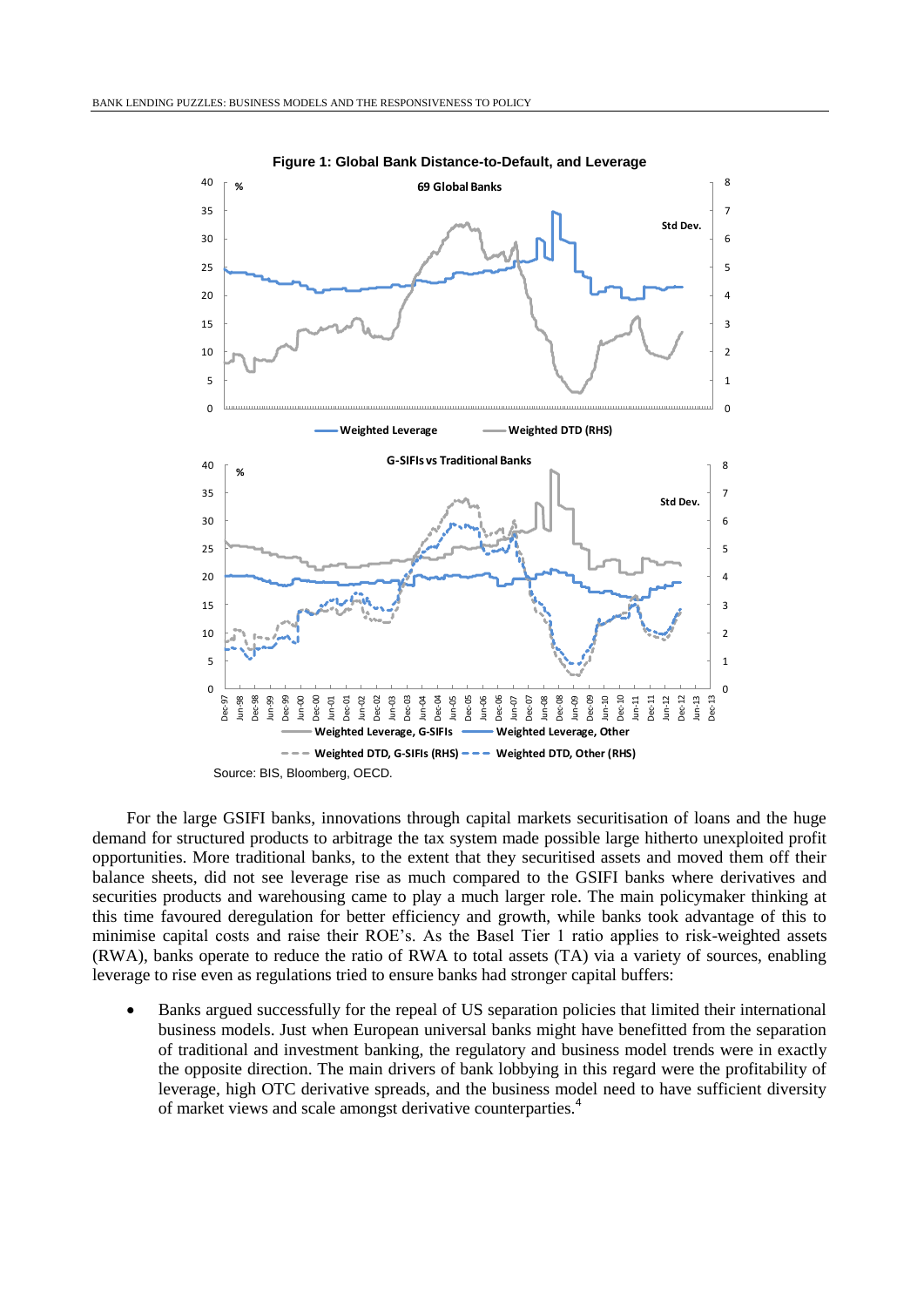**Figure 1: Global Bank Distance-to-Default, and Leverage**

Source: BIS, Bloomberg, OECD.

For the large GSIFI banks, innovations through capital markets securitisation of loans and the huge demand for structured products to arbitrage the tax system made possible large hitherto unexploited profit opportunities. More traditional banks, to the extent that they securitised assets and moved them off their balance sheets, did not see leverage rise as much compared to the GSIFI banks where derivatives and securities products and warehousing came to play a much larger role. The main policymaker thinking at this time favoured deregulation for better efficiency and growth, while banks took advantage of this to minimise capital costs and raise their ROE's. As the Basel Tier 1 ratio applies to risk-weighted assets (RWA), banks operate to reduce the ratio of RWA to total assets (TA) via a variety of sources, enabling leverage to rise even as regulations tried to ensure banks had stronger capital buffers:

- Banks argued successfully for the repeal of US separation policies that limited their international business models. Just when European universal banks might have benefitted from the separation of traditional and investment banking, the regulatory and business model trends were in exactly the opposite direction. The main drivers of bank lobbying in this regard were the profitability of leverage, high OTC derivative spreads, and the business model need to have sufficient diversity of market views and scale amongst derivative counterparties.[4]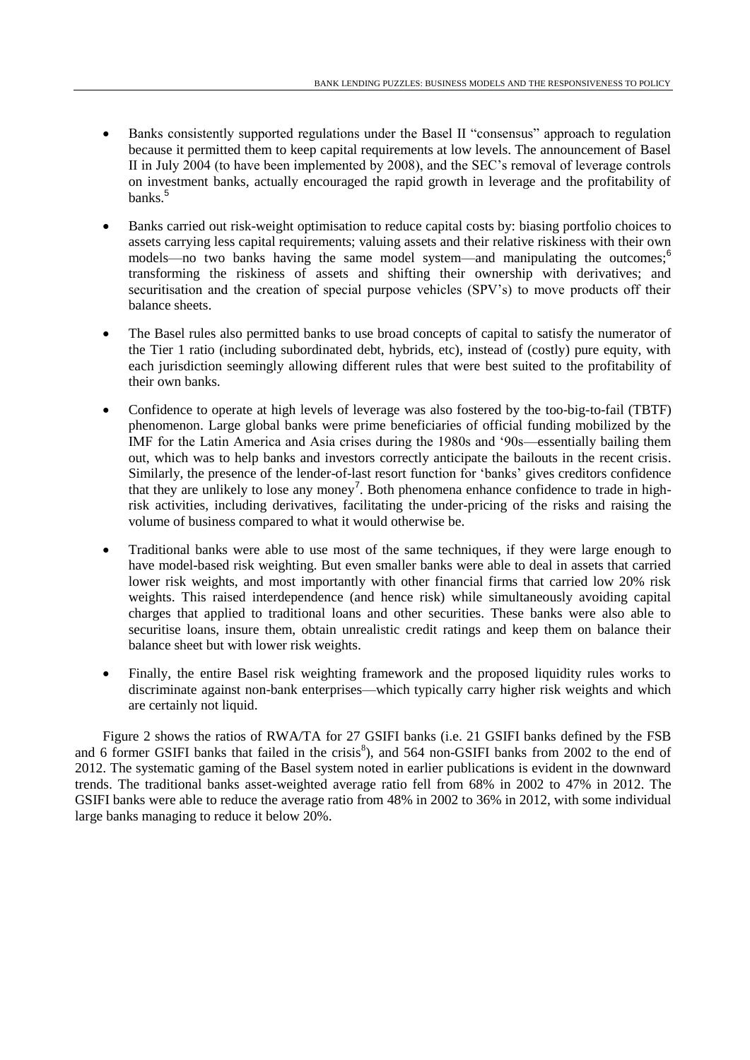- Banks consistently supported regulations under the Basel II "consensus" approach to regulation because it permitted them to keep capital requirements at low levels. The announcement of Basel II in July 2004 (to have been implemented by 2008), and the SEC's removal of leverage controls on investment banks, actually encouraged the rapid growth in leverage and the profitability of banks.[5]

- Banks carried out risk-weight optimisation to reduce capital costs by: biasing portfolio choices to assets carrying less capital requirements; valuing assets and their relative riskiness with their own models—no two banks having the same model system—and manipulating the outcomes;[6] transforming the riskiness of assets and shifting their ownership with derivatives; and securitisation and the creation of special purpose vehicles (SPV's) to move products off their balance sheets.

- The Basel rules also permitted banks to use broad concepts of capital to satisfy the numerator of the Tier 1 ratio (including subordinated debt, hybrids, etc), instead of (costly) pure equity, with each jurisdiction seemingly allowing different rules that were best suited to the profitability of their own banks.

- Confidence to operate at high levels of leverage was also fostered by the too-big-to-fail (TBTF) phenomenon. Large global banks were prime beneficiaries of official funding mobilized by the IMF for the Latin America and Asia crises during the 1980s and '90s—essentially bailing them out, which was to help banks and investors correctly anticipate the bailouts in the recent crisis. Similarly, the presence of the lender-of-last resort function for 'banks' gives creditors confidence that they are unlikely to lose any money[7]. Both phenomena enhance confidence to trade in high-risk activities, including derivatives, facilitating the under-pricing of the risks and raising the volume of business compared to what it would otherwise be.

- Traditional banks were able to use most of the same techniques, if they were large enough to have model-based risk weighting. But even smaller banks were able to deal in assets that carried lower risk weights, and most importantly with other financial firms that carried low 20% risk weights. This raised interdependence (and hence risk) while simultaneously avoiding capital charges that applied to traditional loans and other securities. These banks were also able to securitise loans, insure them, obtain unrealistic credit ratings and keep them on balance their balance sheet but with lower risk weights.

- Finally, the entire Basel risk weighting framework and the proposed liquidity rules works to discriminate against non-bank enterprises—which typically carry higher risk weights and which are certainly not liquid.

Figure 2 shows the ratios of RWA/TA for 27 GSIFI banks (i.e. 21 GSIFI banks defined by the FSB and 6 former GSIFI banks that failed in the crisis[8]), and 564 non-GSIFI banks from 2002 to the end of 2012. The systematic gaming of the Basel system noted in earlier publications is evident in the downward trends. The traditional banks asset-weighted average ratio fell from 68% in 2002 to 47% in 2012. The GSIFI banks were able to reduce the average ratio from 48% in 2002 to 36% in 2012, with some individual large banks managing to reduce it below 20%.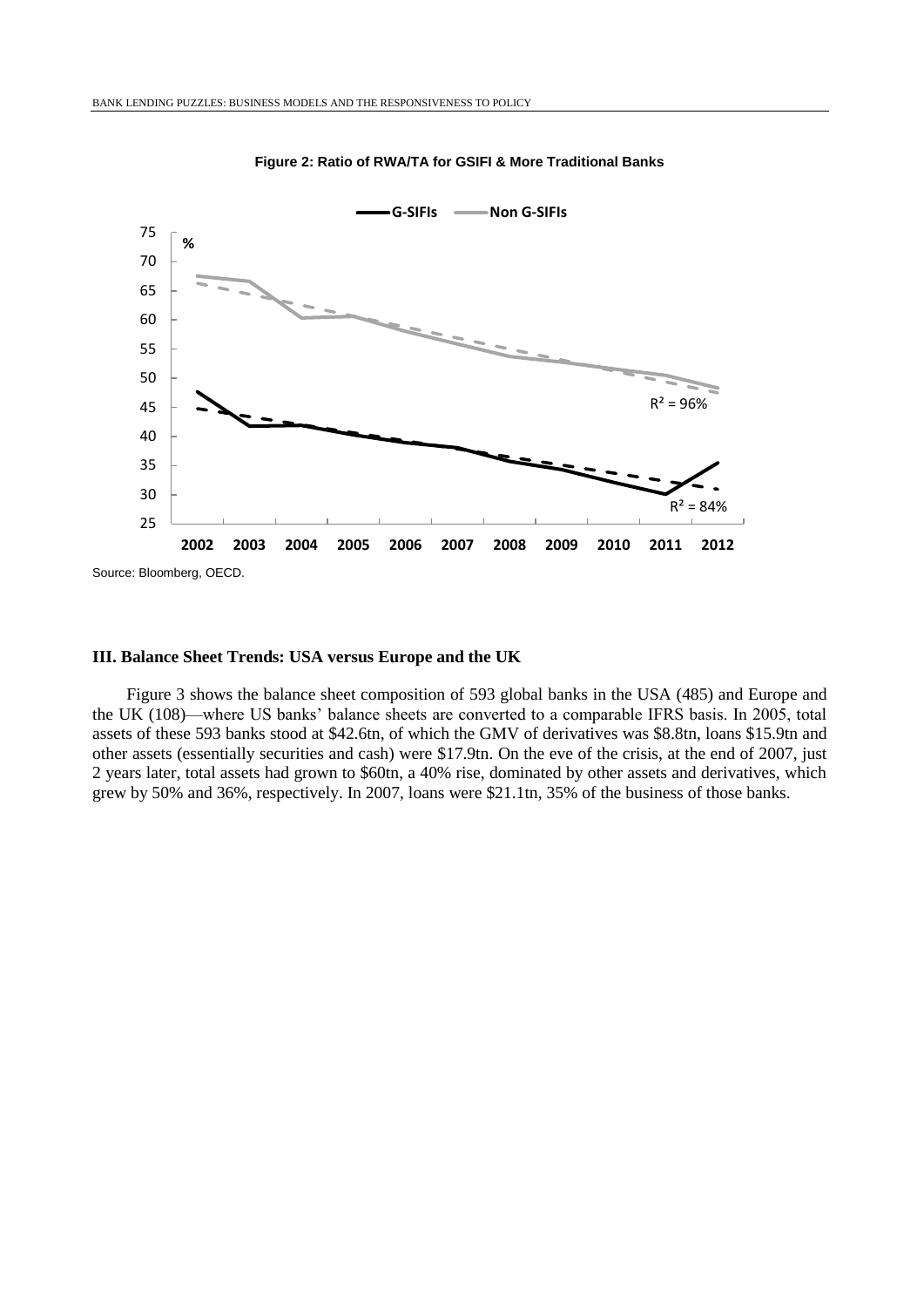**Figure 2: Ratio of RWA/TA for GSIFI & More Traditional Banks**

Source: Bloomberg, OECD.

### III. Balance Sheet Trends: USA versus Europe and the UK

Figure 3 shows the balance sheet composition of 593 global banks in the USA (485) and Europe and the UK (108)—where US banks' balance sheets are converted to a comparable IFRS basis. In 2005, total assets of these 593 banks stood at \$42.6tn, of which the GMV of derivatives was \$8.8tn, loans \$15.9tn and other assets (essentially securities and cash) were \$17.9tn. On the eve of the crisis, at the end of 2007, just 2 years later, total assets had grown to \$60tn, a 40% rise, dominated by other assets and derivatives, which grew by 50% and 36%, respectively. In 2007, loans were \$21.1tn, 35% of the business of those banks.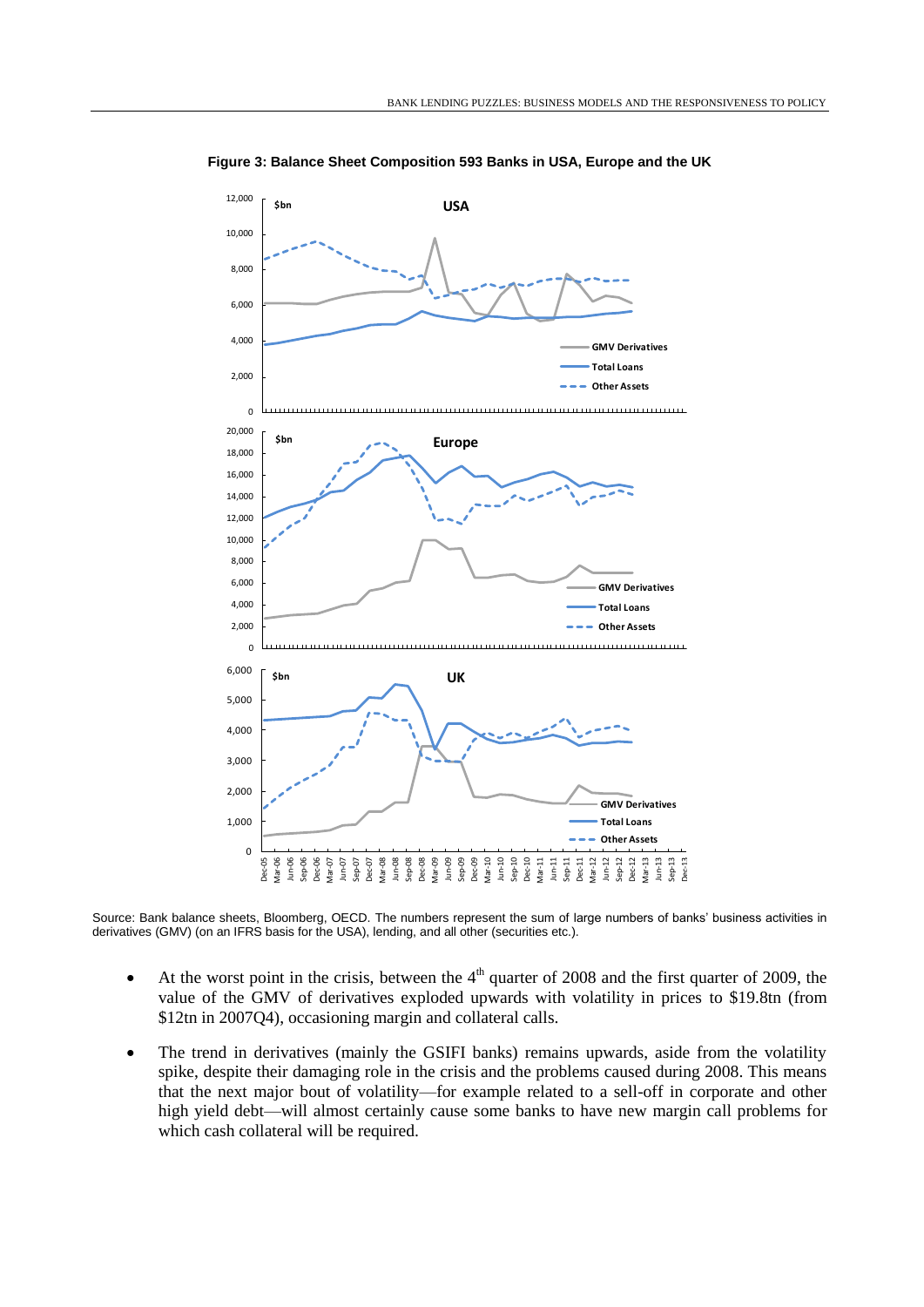**Figure 3: Balance Sheet Composition 593 Banks in USA, Europe and the UK**

Source: Bank balance sheets, Bloomberg, OECD. The numbers represent the sum of large numbers of banks' business activities in derivatives (GMV) (on an IFRS basis for the USA), lending, and all other (securities etc.).

- At the worst point in the crisis, between the 4th quarter of 2008 and the first quarter of 2009, the value of the GMV of derivatives exploded upwards with volatility in prices to \$19.8tn (from \$12tn in 2007Q4), occasioning margin and collateral calls.
- The trend in derivatives (mainly the GSIFI banks) remains upwards, aside from the volatility spike, despite their damaging role in the crisis and the problems caused during 2008. This means that the next major bout of volatility—for example related to a sell-off in corporate and other high yield debt—will almost certainly cause some banks to have new margin call problems for which cash collateral will be required.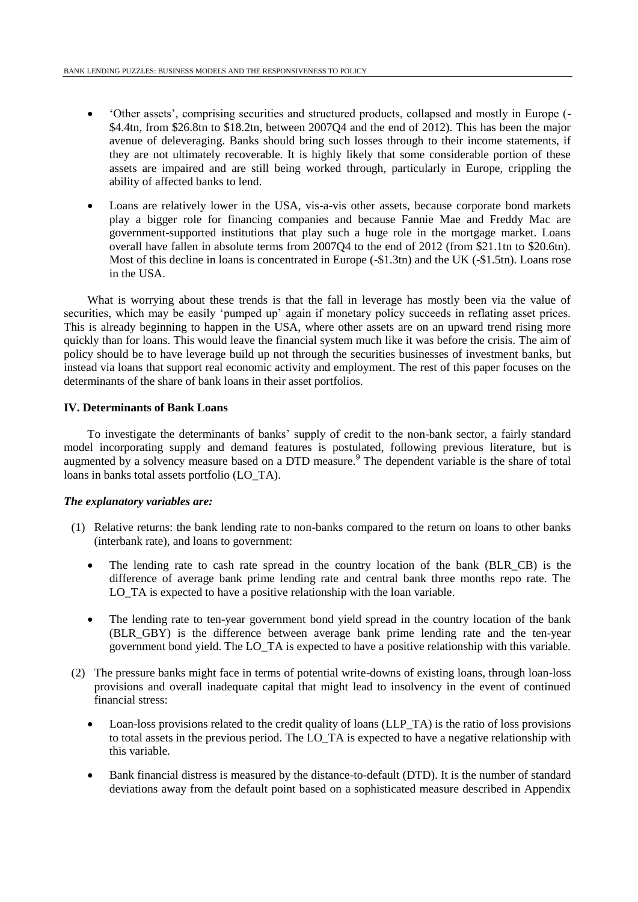- 'Other assets', comprising securities and structured products, collapsed and mostly in Europe (-\$4.4tn, from \$26.8tn to \$18.2tn, between 2007Q4 and the end of 2012). This has been the major avenue of deleveraging. Banks should bring such losses through to their income statements, if they are not ultimately recoverable. It is highly likely that some considerable portion of these assets are impaired and are still being worked through, particularly in Europe, crippling the ability of affected banks to lend.
- Loans are relatively lower in the USA, vis-a-vis other assets, because corporate bond markets play a bigger role for financing companies and because Fannie Mae and Freddy Mac are government-supported institutions that play such a huge role in the mortgage market. Loans overall have fallen in absolute terms from 2007Q4 to the end of 2012 (from \$21.1tn to \$20.6tn). Most of this decline in loans is concentrated in Europe (-\$1.3tn) and the UK (-\$1.5tn). Loans rose in the USA.

What is worrying about these trends is that the fall in leverage has mostly been via the value of securities, which may be easily 'pumped up' again if monetary policy succeeds in reflating asset prices. This is already beginning to happen in the USA, where other assets are on an upward trend rising more quickly than for loans. This would leave the financial system much like it was before the crisis. The aim of policy should be to have leverage build up not through the securities businesses of investment banks, but instead via loans that support real economic activity and employment. The rest of this paper focuses on the determinants of the share of bank loans in their asset portfolios.

### IV. Determinants of Bank Loans

To investigate the determinants of banks' supply of credit to the non-bank sector, a fairly standard model incorporating supply and demand features is postulated, following previous literature, but is augmented by a solvency measure based on a DTD measure.[9] The dependent variable is the share of total loans in banks total assets portfolio (LO_TA).

***The explanatory variables are:***

(1) Relative returns: the bank lending rate to non-banks compared to the return on loans to other banks (interbank rate), and loans to government:

- The lending rate to cash rate spread in the country location of the bank (BLR_CB) is the difference of average bank prime lending rate and central bank three months repo rate. The LO_TA is expected to have a positive relationship with the loan variable.
- The lending rate to ten-year government bond yield spread in the country location of the bank (BLR_GBY) is the difference between average bank prime lending rate and the ten-year government bond yield. The LO_TA is expected to have a positive relationship with this variable.

(2) The pressure banks might face in terms of potential write-downs of existing loans, through loan-loss provisions and overall inadequate capital that might lead to insolvency in the event of continued financial stress:

- Loan-loss provisions related to the credit quality of loans (LLP_TA) is the ratio of loss provisions to total assets in the previous period. The LO_TA is expected to have a negative relationship with this variable.
- Bank financial distress is measured by the distance-to-default (DTD). It is the number of standard deviations away from the default point based on a sophisticated measure described in Appendix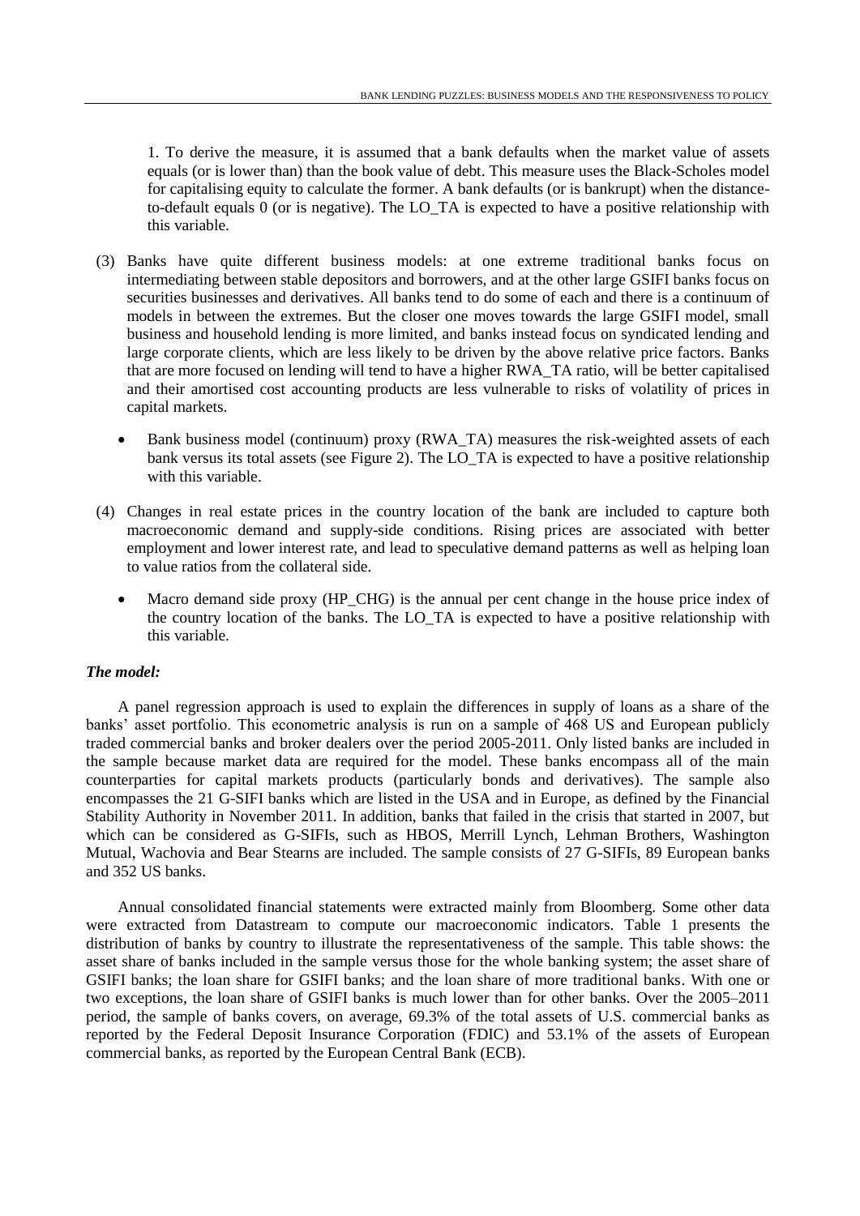1. To derive the measure, it is assumed that a bank defaults when the market value of assets equals (or is lower than) than the book value of debt. This measure uses the Black-Scholes model for capitalising equity to calculate the former. A bank defaults (or is bankrupt) when the distance-to-default equals 0 (or is negative). The LO_TA is expected to have a positive relationship with this variable.

(3) Banks have quite different business models: at one extreme traditional banks focus on intermediating between stable depositors and borrowers, and at the other large GSIFI banks focus on securities businesses and derivatives. All banks tend to do some of each and there is a continuum of models in between the extremes. But the closer one moves towards the large GSIFI model, small business and household lending is more limited, and banks instead focus on syndicated lending and large corporate clients, which are less likely to be driven by the above relative price factors. Banks that are more focused on lending will tend to have a higher RWA_TA ratio, will be better capitalised and their amortised cost accounting products are less vulnerable to risks of volatility of prices in capital markets.

- Bank business model (continuum) proxy (RWA_TA) measures the risk-weighted assets of each bank versus its total assets (see Figure 2). The LO_TA is expected to have a positive relationship with this variable.

(4) Changes in real estate prices in the country location of the bank are included to capture both macroeconomic demand and supply-side conditions. Rising prices are associated with better employment and lower interest rate, and lead to speculative demand patterns as well as helping loan to value ratios from the collateral side.

- Macro demand side proxy (HP_CHG) is the annual per cent change in the house price index of the country location of the banks. The LO_TA is expected to have a positive relationship with this variable.

***The model:***

A panel regression approach is used to explain the differences in supply of loans as a share of the banks' asset portfolio. This econometric analysis is run on a sample of 468 US and European publicly traded commercial banks and broker dealers over the period 2005-2011. Only listed banks are included in the sample because market data are required for the model. These banks encompass all of the main counterparties for capital markets products (particularly bonds and derivatives). The sample also encompasses the 21 G-SIFI banks which are listed in the USA and in Europe, as defined by the Financial Stability Authority in November 2011. In addition, banks that failed in the crisis that started in 2007, but which can be considered as G-SIFIs, such as HBOS, Merrill Lynch, Lehman Brothers, Washington Mutual, Wachovia and Bear Stearns are included. The sample consists of 27 G-SIFIs, 89 European banks and 352 US banks.

Annual consolidated financial statements were extracted mainly from Bloomberg. Some other data were extracted from Datastream to compute our macroeconomic indicators. Table 1 presents the distribution of banks by country to illustrate the representativeness of the sample. This table shows: the asset share of banks included in the sample versus those for the whole banking system; the asset share of GSIFI banks; the loan share for GSIFI banks; and the loan share of more traditional banks. With one or two exceptions, the loan share of GSIFI banks is much lower than for other banks. Over the 2005–2011 period, the sample of banks covers, on average, 69.3% of the total assets of U.S. commercial banks as reported by the Federal Deposit Insurance Corporation (FDIC) and 53.1% of the assets of European commercial banks, as reported by the European Central Bank (ECB).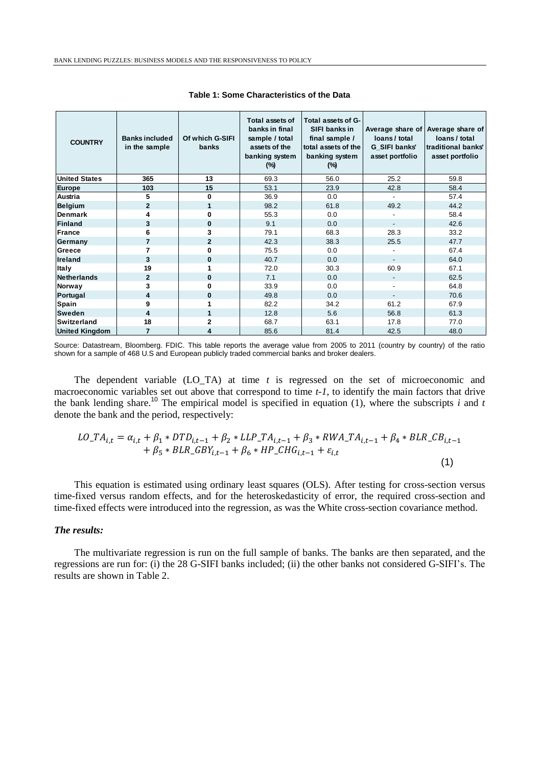**Table 1: Some Characteristics of the Data**

| COUNTRY | Banks included in the sample | Of which G-SIFI banks | Total assets of banks in final sample / total assets of the banking system (%) | Total assets of G-SIFI banks in final sample / total assets of the banking system (%) | Average share of loans / total G_SIFI banks' asset portfolio | Average share of loans / total traditional banks' asset portfolio |
|---|---|---|---|---|---|---|
| United States | 365 | 13 | 69.3 | 56.0 | 25.2 | 59.8 |
| Europe | 103 | 15 | 53.1 | 23.9 | 42.8 | 58.4 |
| Austria | 5 | 0 | 36.9 | 0.0 | - | 57.4 |
| Belgium | 2 | 1 | 98.2 | 61.8 | 49.2 | 44.2 |
| Denmark | 4 | 0 | 55.3 | 0.0 | - | 58.4 |
| Finland | 3 | 0 | 9.1 | 0.0 | - | 42.6 |
| France | 6 | 3 | 79.1 | 68.3 | 28.3 | 33.2 |
| Germany | 7 | 2 | 42.3 | 38.3 | 25.5 | 47.7 |
| Greece | 7 | 0 | 75.5 | 0.0 | - | 67.4 |
| Ireland | 3 | 0 | 40.7 | 0.0 | - | 64.0 |
| Italy | 19 | 1 | 72.0 | 30.3 | 60.9 | 67.1 |
| Netherlands | 2 | 0 | 7.1 | 0.0 | - | 62.5 |
| Norway | 3 | 0 | 33.9 | 0.0 | - | 64.8 |
| Portugal | 4 | 0 | 49.8 | 0.0 | - | 70.6 |
| Spain | 9 | 1 | 82.2 | 34.2 | 61.2 | 67.9 |
| Sweden | 4 | 1 | 12.8 | 5.6 | 56.8 | 61.3 |
| Switzerland | 18 | 2 | 68.7 | 63.1 | 17.8 | 77.0 |
| United Kingdom | 7 | 4 | 85.6 | 81.4 | 42.5 | 48.0 |

Source: Datastream, Bloomberg. FDIC. This table reports the average value from 2005 to 2011 (country by country) of the ratio shown for a sample of 468 U.S and European publicly traded commercial banks and broker dealers.

The dependent variable (LO_TA) at time *t* is regressed on the set of microeconomic and macroeconomic variables set out above that correspond to time *t-1*, to identify the main factors that drive the bank lending share.[10] The empirical model is specified in equation (1), where the subscripts *i* and *t* denote the bank and the period, respectively:

$$LO\_TA_{i,t} = \alpha_{i,t} + \beta_1 * DTD_{i,t-1} + \beta_2 * LLP\_TA_{i,t-1} + \beta_3 * RWA\_TA_{i,t-1} + \beta_4 * BLR\_CB_{i,t-1} + \beta_5 * BLR\_GBY_{i,t-1} + \beta_6 * HP\_CHG_{i,t-1} + \varepsilon_{i,t} \quad (1)$$

This equation is estimated using ordinary least squares (OLS). After testing for cross-section versus time-fixed versus random effects, and for the heteroskedasticity of error, the required cross-section and time-fixed effects were introduced into the regression, as was the White cross-section covariance method.

***The results:***

The multivariate regression is run on the full sample of banks. The banks are then separated, and the regressions are run for: (i) the 28 G-SIFI banks included; (ii) the other banks not considered G-SIFI's. The results are shown in Table 2.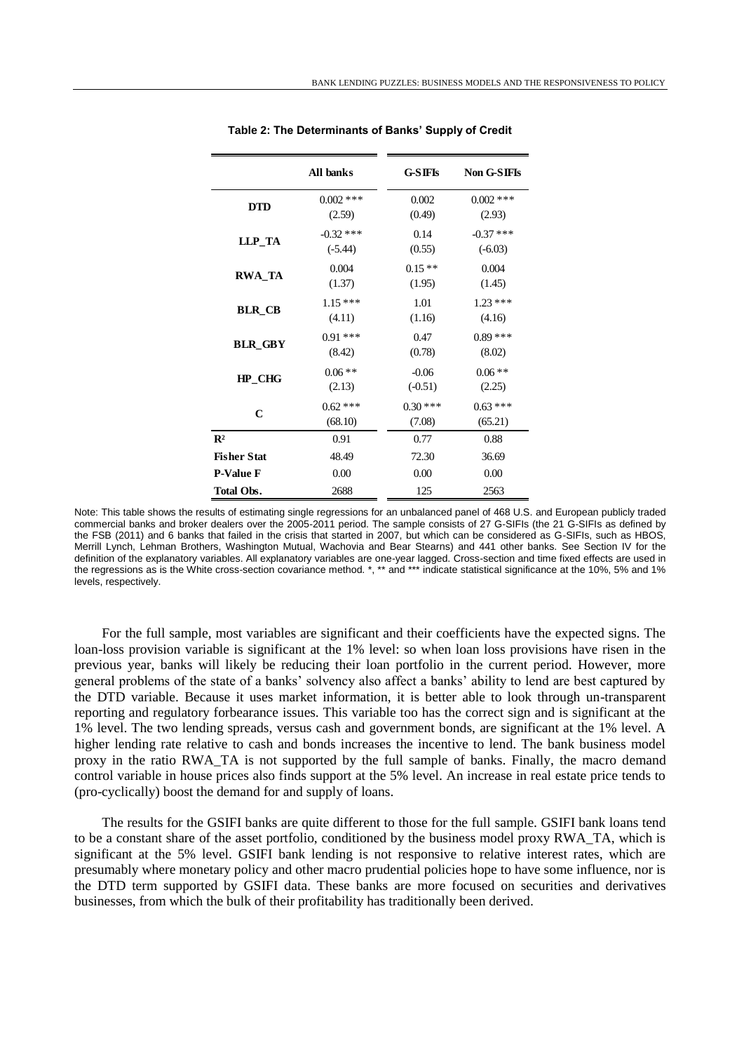**Table 2: The Determinants of Banks' Supply of Credit**

| | All banks | G-SIFIs | Non G-SIFIs |
|---|---|---|---|
| **DTD** | 0.002 *** | 0.002 | 0.002 *** |
| | (2.59) | (0.49) | (2.93) |
| **LLP_TA** | -0.32 *** | 0.14 | -0.37 *** |
| | (-5.44) | (0.55) | (-6.03) |
| **RWA_TA** | 0.004 | 0.15 ** | 0.004 |
| | (1.37) | (1.95) | (1.45) |
| **BLR_CB** | 1.15 *** | 1.01 | 1.23 *** |
| | (4.11) | (1.16) | (4.16) |
| **BLR_GBY** | 0.91 *** | 0.47 | 0.89 *** |
| | (8.42) | (0.78) | (8.02) |
| **HP_CHG** | 0.06 ** | -0.06 | 0.06 ** |
| | (2.13) | (-0.51) | (2.25) |
| **C** | 0.62 *** | 0.30 *** | 0.63 *** |
| | (68.10) | (7.08) | (65.21) |
| **$R^2$** | 0.91 | 0.77 | 0.88 |
| **Fisher Stat** | 48.49 | 72.30 | 36.69 |
| **P-Value F** | 0.00 | 0.00 | 0.00 |
| **Total Obs.** | 2688 | 125 | 2563 |

Note: This table shows the results of estimating single regressions for an unbalanced panel of 468 U.S. and European publicly traded commercial banks and broker dealers over the 2005-2011 period. The sample consists of 27 G-SIFIs (the 21 G-SIFIs as defined by the FSB (2011) and 6 banks that failed in the crisis that started in 2007, but which can be considered as G-SIFIs, such as HBOS, Merrill Lynch, Lehman Brothers, Washington Mutual, Wachovia and Bear Stearns) and 441 other banks. See Section IV for the definition of the explanatory variables. All explanatory variables are one-year lagged. Cross-section and time fixed effects are used in the regressions as is the White cross-section covariance method. *, ** and *** indicate statistical significance at the 10%, 5% and 1% levels, respectively.

For the full sample, most variables are significant and their coefficients have the expected signs. The loan-loss provision variable is significant at the 1% level: so when loan loss provisions have risen in the previous year, banks will likely be reducing their loan portfolio in the current period. However, more general problems of the state of a banks' solvency also affect a banks' ability to lend are best captured by the DTD variable. Because it uses market information, it is better able to look through un-transparent reporting and regulatory forbearance issues. This variable too has the correct sign and is significant at the 1% level. The two lending spreads, versus cash and government bonds, are significant at the 1% level. A higher lending rate relative to cash and bonds increases the incentive to lend. The bank business model proxy in the ratio RWA_TA is not supported by the full sample of banks. Finally, the macro demand control variable in house prices also finds support at the 5% level. An increase in real estate price tends to (pro-cyclically) boost the demand for and supply of loans.

The results for the GSIFI banks are quite different to those for the full sample. GSIFI bank loans tend to be a constant share of the asset portfolio, conditioned by the business model proxy RWA_TA, which is significant at the 5% level. GSIFI bank lending is not responsive to relative interest rates, which are presumably where monetary policy and other macro prudential policies hope to have some influence, nor is the DTD term supported by GSIFI data. These banks are more focused on securities and derivatives businesses, from which the bulk of their profitability has traditionally been derived.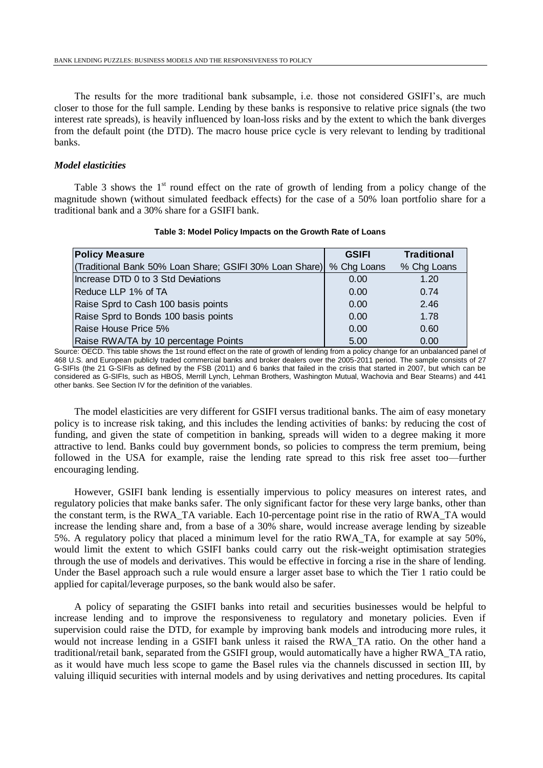The results for the more traditional bank subsample, i.e. those not considered GSIFI's, are much closer to those for the full sample. Lending by these banks is responsive to relative price signals (the two interest rate spreads), is heavily influenced by loan-loss risks and by the extent to which the bank diverges from the default point (the DTD). The macro house price cycle is very relevant to lending by traditional banks.

### *Model elasticities*

Table 3 shows the 1st round effect on the rate of growth of lending from a policy change of the magnitude shown (without simulated feedback effects) for the case of a 50% loan portfolio share for a traditional bank and a 30% share for a GSIFI bank.

**Table 3: Model Policy Impacts on the Growth Rate of Loans**

| Policy Measure<br>(Traditional Bank 50% Loan Share; GSIFI 30% Loan Share) | GSIFI<br>% Chg Loans | Traditional<br>% Chg Loans |
|---|---|---|
| Increase DTD 0 to 3 Std Deviations | 0.00 | 1.20 |
| Reduce LLP 1% of TA | 0.00 | 0.74 |
| Raise Sprd to Cash 100 basis points | 0.00 | 2.46 |
| Raise Sprd to Bonds 100 basis points | 0.00 | 1.78 |
| Raise House Price 5% | 0.00 | 0.60 |
| Raise RWA/TA by 10 percentage Points | 5.00 | 0.00 |

Source: OECD. This table shows the 1st round effect on the rate of growth of lending from a policy change for an unbalanced panel of 468 U.S. and European publicly traded commercial banks and broker dealers over the 2005-2011 period. The sample consists of 27 G-SIFIs (the 21 G-SIFIs as defined by the FSB (2011) and 6 banks that failed in the crisis that started in 2007, but which can be considered as G-SIFIs, such as HBOS, Merrill Lynch, Lehman Brothers, Washington Mutual, Wachovia and Bear Stearns) and 441 other banks. See Section IV for the definition of the variables.

The model elasticities are very different for GSIFI versus traditional banks. The aim of easy monetary policy is to increase risk taking, and this includes the lending activities of banks: by reducing the cost of funding, and given the state of competition in banking, spreads will widen to a degree making it more attractive to lend. Banks could buy government bonds, so policies to compress the term premium, being followed in the USA for example, raise the lending rate spread to this risk free asset too—further encouraging lending.

However, GSIFI bank lending is essentially impervious to policy measures on interest rates, and regulatory policies that make banks safer. The only significant factor for these very large banks, other than the constant term, is the RWA_TA variable. Each 10-percentage point rise in the ratio of RWA_TA would increase the lending share and, from a base of a 30% share, would increase average lending by sizeable 5%. A regulatory policy that placed a minimum level for the ratio RWA_TA, for example at say 50%, would limit the extent to which GSIFI banks could carry out the risk-weight optimisation strategies through the use of models and derivatives. This would be effective in forcing a rise in the share of lending. Under the Basel approach such a rule would ensure a larger asset base to which the Tier 1 ratio could be applied for capital/leverage purposes, so the bank would also be safer.

A policy of separating the GSIFI banks into retail and securities businesses would be helpful to increase lending and to improve the responsiveness to regulatory and monetary policies. Even if supervision could raise the DTD, for example by improving bank models and introducing more rules, it would not increase lending in a GSIFI bank unless it raised the RWA_TA ratio. On the other hand a traditional/retail bank, separated from the GSIFI group, would automatically have a higher RWA_TA ratio, as it would have much less scope to game the Basel rules via the channels discussed in section III, by valuing illiquid securities with internal models and by using derivatives and netting procedures. Its capital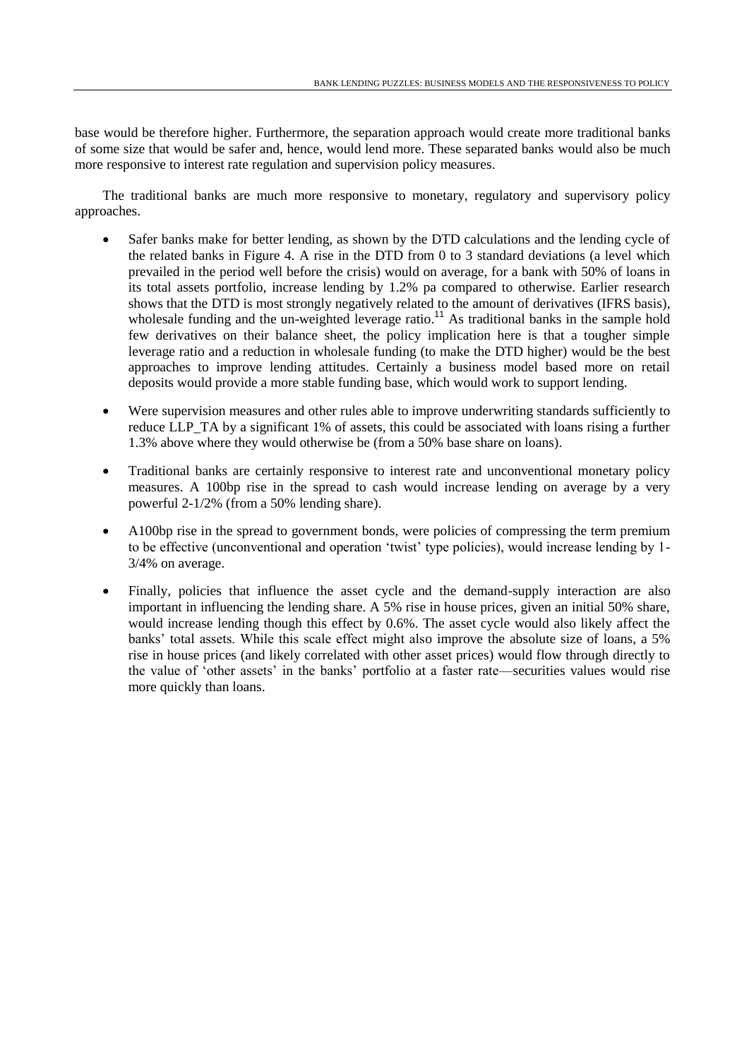base would be therefore higher. Furthermore, the separation approach would create more traditional banks of some size that would be safer and, hence, would lend more. These separated banks would also be much more responsive to interest rate regulation and supervision policy measures.

The traditional banks are much more responsive to monetary, regulatory and supervisory policy approaches.

- Safer banks make for better lending, as shown by the DTD calculations and the lending cycle of the related banks in Figure 4. A rise in the DTD from 0 to 3 standard deviations (a level which prevailed in the period well before the crisis) would on average, for a bank with 50% of loans in its total assets portfolio, increase lending by 1.2% pa compared to otherwise. Earlier research shows that the DTD is most strongly negatively related to the amount of derivatives (IFRS basis), wholesale funding and the un-weighted leverage ratio.[11] As traditional banks in the sample hold few derivatives on their balance sheet, the policy implication here is that a tougher simple leverage ratio and a reduction in wholesale funding (to make the DTD higher) would be the best approaches to improve lending attitudes. Certainly a business model based more on retail deposits would provide a more stable funding base, which would work to support lending.

- Were supervision measures and other rules able to improve underwriting standards sufficiently to reduce LLP_TA by a significant 1% of assets, this could be associated with loans rising a further 1.3% above where they would otherwise be (from a 50% base share on loans).

- Traditional banks are certainly responsive to interest rate and unconventional monetary policy measures. A 100bp rise in the spread to cash would increase lending on average by a very powerful 2-1/2% (from a 50% lending share).

- A100bp rise in the spread to government bonds, were policies of compressing the term premium to be effective (unconventional and operation 'twist' type policies), would increase lending by 1-3/4% on average.

- Finally, policies that influence the asset cycle and the demand-supply interaction are also important in influencing the lending share. A 5% rise in house prices, given an initial 50% share, would increase lending though this effect by 0.6%. The asset cycle would also likely affect the banks' total assets. While this scale effect might also improve the absolute size of loans, a 5% rise in house prices (and likely correlated with other asset prices) would flow through directly to the value of 'other assets' in the banks' portfolio at a faster rate—securities values would rise more quickly than loans.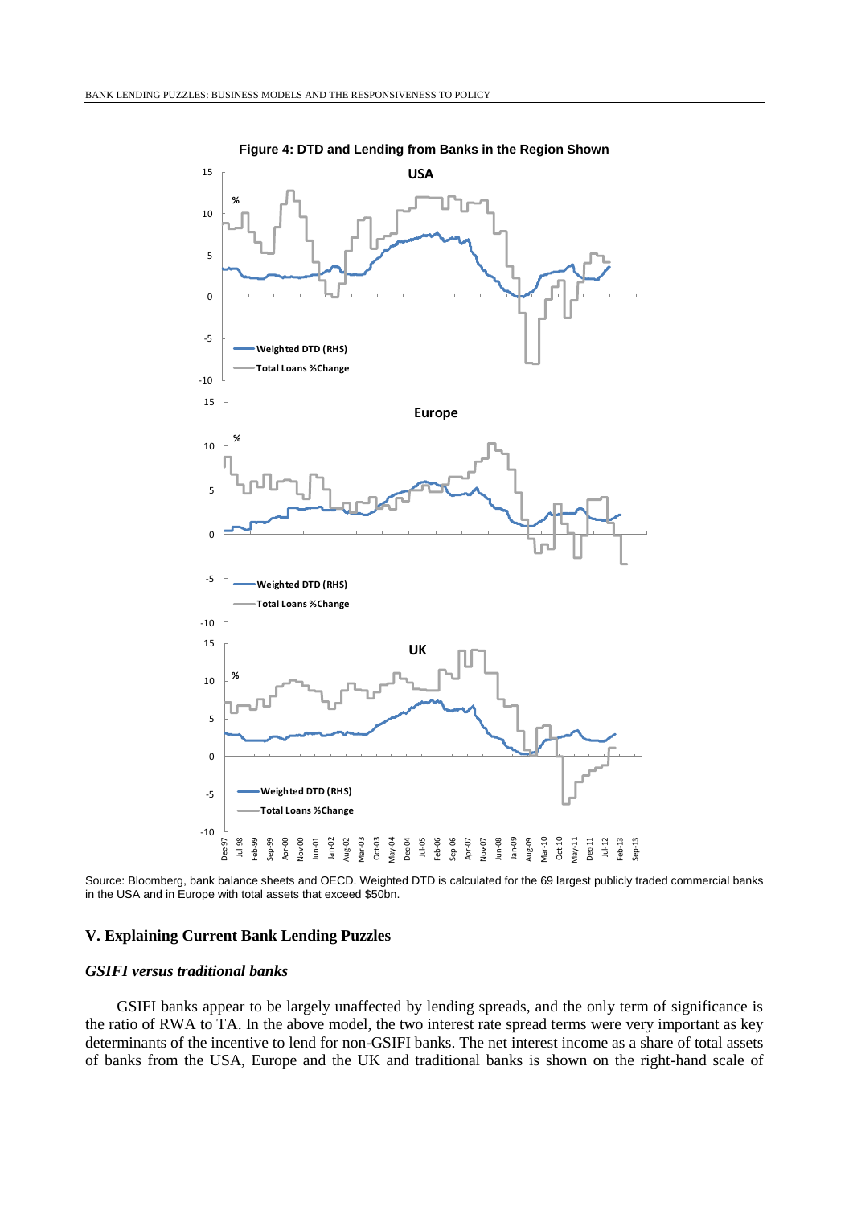**Figure 4: DTD and Lending from Banks in the Region Shown**

Source: Bloomberg, bank balance sheets and OECD. Weighted DTD is calculated for the 69 largest publicly traded commercial banks in the USA and in Europe with total assets that exceed $50bn.

## V. Explaining Current Bank Lending Puzzles

### *GSIFI versus traditional banks*

GSIFI banks appear to be largely unaffected by lending spreads, and the only term of significance is the ratio of RWA to TA. In the above model, the two interest rate spread terms were very important as key determinants of the incentive to lend for non-GSIFI banks. The net interest income as a share of total assets of banks from the USA, Europe and the UK and traditional banks is shown on the right-hand scale of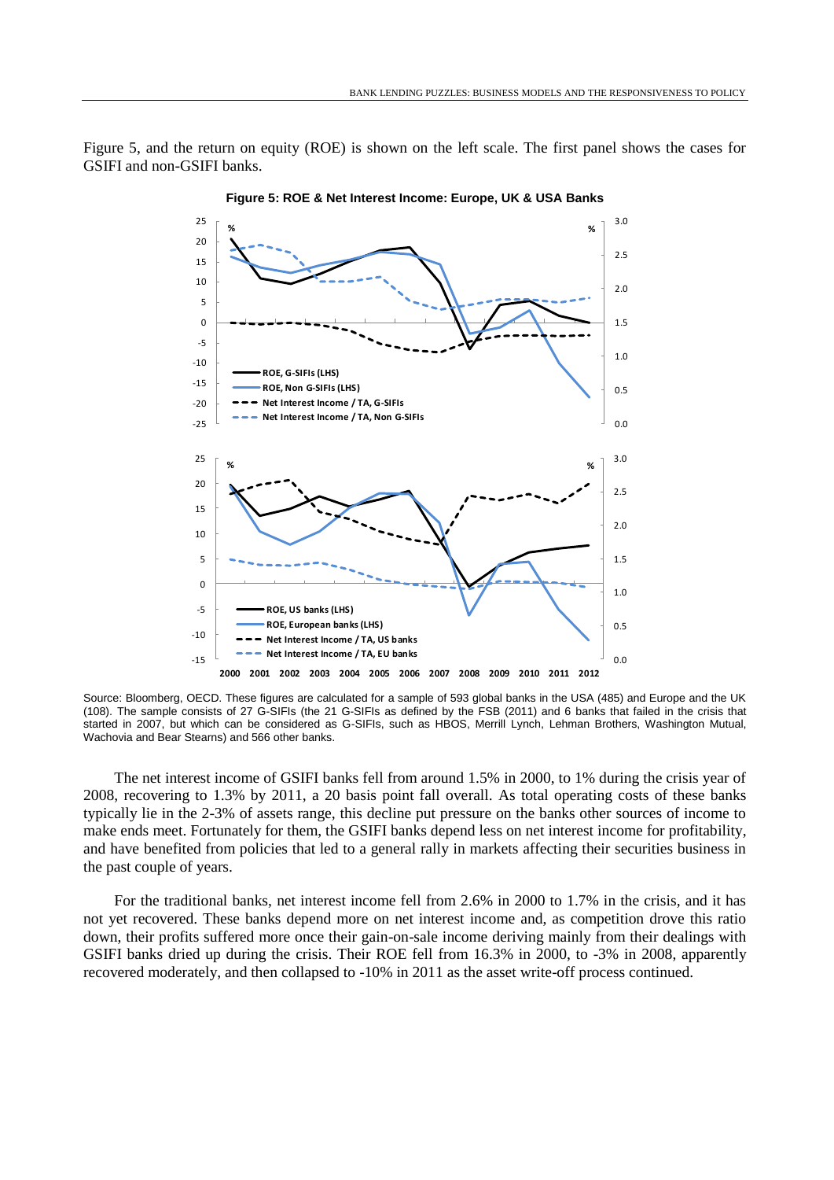Figure 5, and the return on equity (ROE) is shown on the left scale. The first panel shows the cases for GSIFI and non-GSIFI banks.

**Figure 5: ROE & Net Interest Income: Europe, UK & USA Banks**

Source: Bloomberg, OECD. These figures are calculated for a sample of 593 global banks in the USA (485) and Europe and the UK (108). The sample consists of 27 G-SIFIs (the 21 G-SIFIs as defined by the FSB (2011) and 6 banks that failed in the crisis that started in 2007, but which can be considered as G-SIFIs, such as HBOS, Merrill Lynch, Lehman Brothers, Washington Mutual, Wachovia and Bear Stearns) and 566 other banks.

The net interest income of GSIFI banks fell from around 1.5% in 2000, to 1% during the crisis year of 2008, recovering to 1.3% by 2011, a 20 basis point fall overall. As total operating costs of these banks typically lie in the 2-3% of assets range, this decline put pressure on the banks other sources of income to make ends meet. Fortunately for them, the GSIFI banks depend less on net interest income for profitability, and have benefited from policies that led to a general rally in markets affecting their securities business in the past couple of years.

For the traditional banks, net interest income fell from 2.6% in 2000 to 1.7% in the crisis, and it has not yet recovered. These banks depend more on net interest income and, as competition drove this ratio down, their profits suffered more once their gain-on-sale income deriving mainly from their dealings with GSIFI banks dried up during the crisis. Their ROE fell from 16.3% in 2000, to -3% in 2008, apparently recovered moderately, and then collapsed to -10% in 2011 as the asset write-off process continued.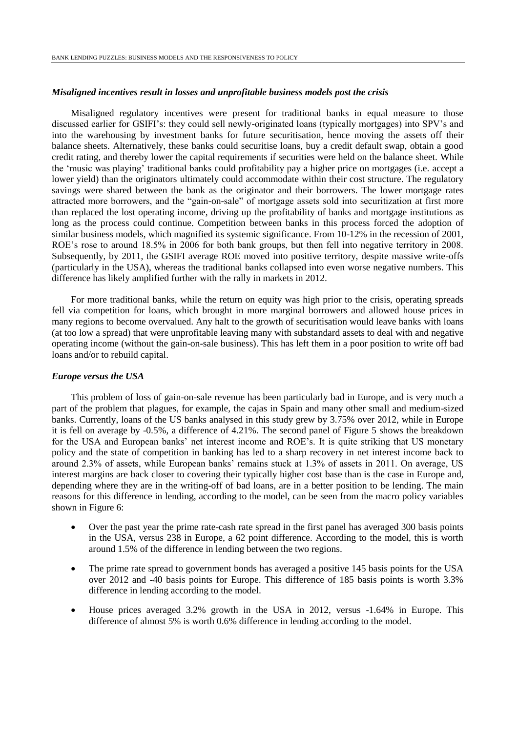### *Misaligned incentives result in losses and unprofitable business models post the crisis*

Misaligned regulatory incentives were present for traditional banks in equal measure to those discussed earlier for GSIFI's: they could sell newly-originated loans (typically mortgages) into SPV's and into the warehousing by investment banks for future securitisation, hence moving the assets off their balance sheets. Alternatively, these banks could securitise loans, buy a credit default swap, obtain a good credit rating, and thereby lower the capital requirements if securities were held on the balance sheet. While the 'music was playing' traditional banks could profitability pay a higher price on mortgages (i.e. accept a lower yield) than the originators ultimately could accommodate within their cost structure. The regulatory savings were shared between the bank as the originator and their borrowers. The lower mortgage rates attracted more borrowers, and the "gain-on-sale" of mortgage assets sold into securitization at first more than replaced the lost operating income, driving up the profitability of banks and mortgage institutions as long as the process could continue. Competition between banks in this process forced the adoption of similar business models, which magnified its systemic significance. From 10-12% in the recession of 2001, ROE's rose to around 18.5% in 2006 for both bank groups, but then fell into negative territory in 2008. Subsequently, by 2011, the GSIFI average ROE moved into positive territory, despite massive write-offs (particularly in the USA), whereas the traditional banks collapsed into even worse negative numbers. This difference has likely amplified further with the rally in markets in 2012.

For more traditional banks, while the return on equity was high prior to the crisis, operating spreads fell via competition for loans, which brought in more marginal borrowers and allowed house prices in many regions to become overvalued. Any halt to the growth of securitisation would leave banks with loans (at too low a spread) that were unprofitable leaving many with substandard assets to deal with and negative operating income (without the gain-on-sale business). This has left them in a poor position to write off bad loans and/or to rebuild capital.

### *Europe versus the USA*

This problem of loss of gain-on-sale revenue has been particularly bad in Europe, and is very much a part of the problem that plagues, for example, the cajas in Spain and many other small and medium-sized banks. Currently, loans of the US banks analysed in this study grew by 3.75% over 2012, while in Europe it is fell on average by -0.5%, a difference of 4.21%. The second panel of Figure 5 shows the breakdown for the USA and European banks' net interest income and ROE's. It is quite striking that US monetary policy and the state of competition in banking has led to a sharp recovery in net interest income back to around 2.3% of assets, while European banks' remains stuck at 1.3% of assets in 2011. On average, US interest margins are back closer to covering their typically higher cost base than is the case in Europe and, depending where they are in the writing-off of bad loans, are in a better position to be lending. The main reasons for this difference in lending, according to the model, can be seen from the macro policy variables shown in Figure 6:

- Over the past year the prime rate-cash rate spread in the first panel has averaged 300 basis points in the USA, versus 238 in Europe, a 62 point difference. According to the model, this is worth around 1.5% of the difference in lending between the two regions.
- The prime rate spread to government bonds has averaged a positive 145 basis points for the USA over 2012 and -40 basis points for Europe. This difference of 185 basis points is worth 3.3% difference in lending according to the model.
- House prices averaged 3.2% growth in the USA in 2012, versus -1.64% in Europe. This difference of almost 5% is worth 0.6% difference in lending according to the model.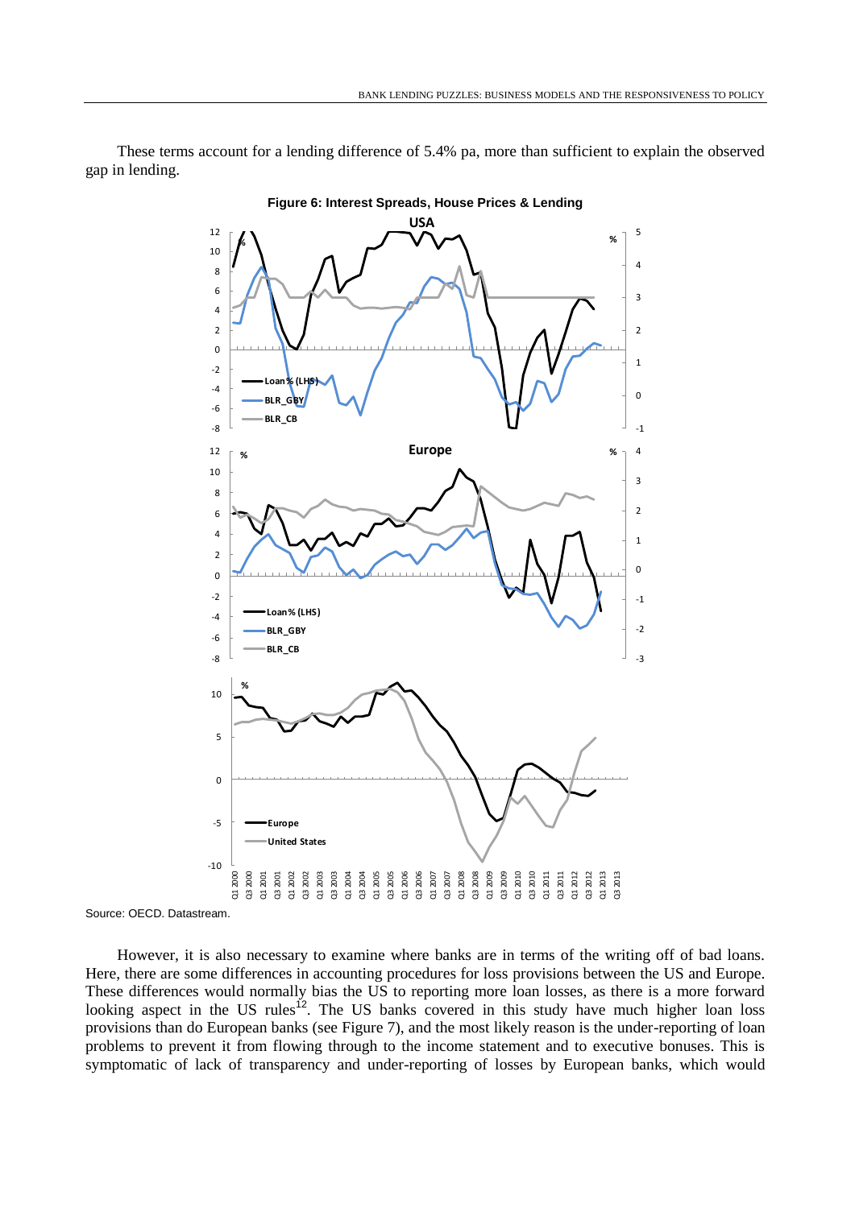These terms account for a lending difference of 5.4% pa, more than sufficient to explain the observed gap in lending.

**Figure 6: Interest Spreads, House Prices & Lending**

Source: OECD. Datastream.

However, it is also necessary to examine where banks are in terms of the writing off of bad loans. Here, there are some differences in accounting procedures for loss provisions between the US and Europe. These differences would normally bias the US to reporting more loan losses, as there is a more forward looking aspect in the US rules[12]. The US banks covered in this study have much higher loan loss provisions than do European banks (see Figure 7), and the most likely reason is the under-reporting of loan problems to prevent it from flowing through to the income statement and to executive bonuses. This is symptomatic of lack of transparency and under-reporting of losses by European banks, which would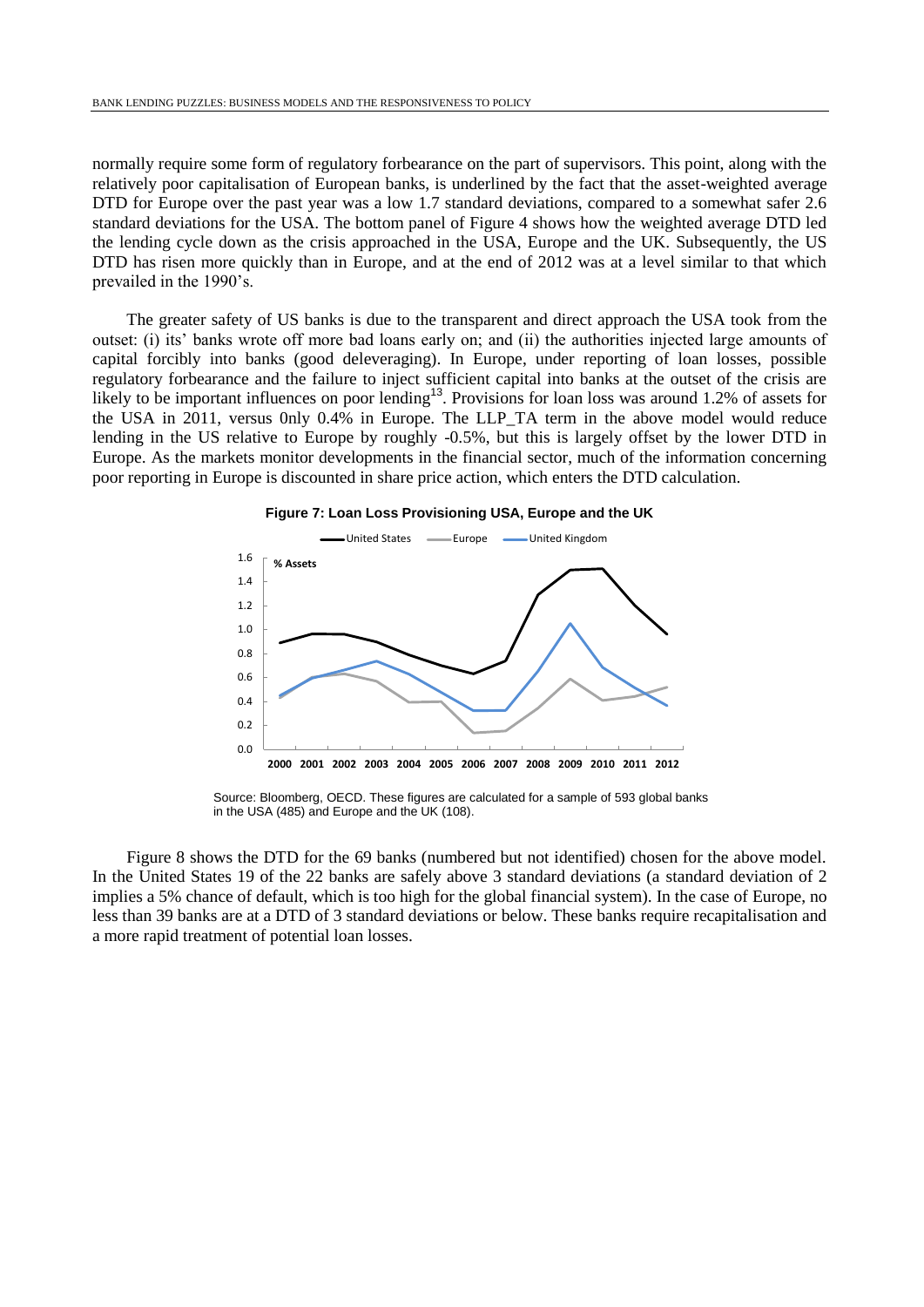normally require some form of regulatory forbearance on the part of supervisors. This point, along with the relatively poor capitalisation of European banks, is underlined by the fact that the asset-weighted average DTD for Europe over the past year was a low 1.7 standard deviations, compared to a somewhat safer 2.6 standard deviations for the USA. The bottom panel of Figure 4 shows how the weighted average DTD led the lending cycle down as the crisis approached in the USA, Europe and the UK. Subsequently, the US DTD has risen more quickly than in Europe, and at the end of 2012 was at a level similar to that which prevailed in the 1990's.

The greater safety of US banks is due to the transparent and direct approach the USA took from the outset: (i) its' banks wrote off more bad loans early on; and (ii) the authorities injected large amounts of capital forcibly into banks (good deleveraging). In Europe, under reporting of loan losses, possible regulatory forbearance and the failure to inject sufficient capital into banks at the outset of the crisis are likely to be important influences on poor lending[13]. Provisions for loan loss was around 1.2% of assets for the USA in 2011, versus 0nly 0.4% in Europe. The LLP_TA term in the above model would reduce lending in the US relative to Europe by roughly -0.5%, but this is largely offset by the lower DTD in Europe. As the markets monitor developments in the financial sector, much of the information concerning poor reporting in Europe is discounted in share price action, which enters the DTD calculation.

**Figure 7: Loan Loss Provisioning USA, Europe and the UK**

Source: Bloomberg, OECD. These figures are calculated for a sample of 593 global banks in the USA (485) and Europe and the UK (108).

Figure 8 shows the DTD for the 69 banks (numbered but not identified) chosen for the above model. In the United States 19 of the 22 banks are safely above 3 standard deviations (a standard deviation of 2 implies a 5% chance of default, which is too high for the global financial system). In the case of Europe, no less than 39 banks are at a DTD of 3 standard deviations or below. These banks require recapitalisation and a more rapid treatment of potential loan losses.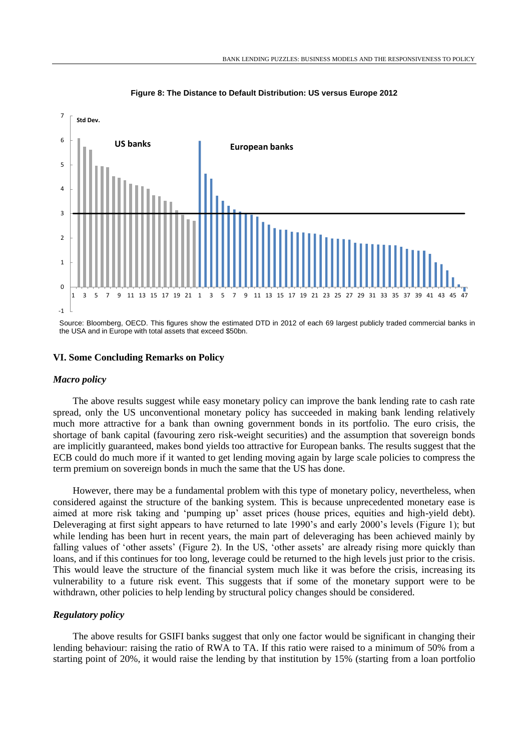**Figure 8: The Distance to Default Distribution: US versus Europe 2012**

Source: Bloomberg, OECD. This figures show the estimated DTD in 2012 of each 69 largest publicly traded commercial banks in the USA and in Europe with total assets that exceed $50bn.

### VI. Some Concluding Remarks on Policy

#### *Macro policy*

The above results suggest while easy monetary policy can improve the bank lending rate to cash rate spread, only the US unconventional monetary policy has succeeded in making bank lending relatively much more attractive for a bank than owning government bonds in its portfolio. The euro crisis, the shortage of bank capital (favouring zero risk-weight securities) and the assumption that sovereign bonds are implicitly guaranteed, makes bond yields too attractive for European banks. The results suggest that the ECB could do much more if it wanted to get lending moving again by large scale policies to compress the term premium on sovereign bonds in much the same that the US has done.

However, there may be a fundamental problem with this type of monetary policy, nevertheless, when considered against the structure of the banking system. This is because unprecedented monetary ease is aimed at more risk taking and 'pumping up' asset prices (house prices, equities and high-yield debt). Deleveraging at first sight appears to have returned to late 1990's and early 2000's levels (Figure 1); but while lending has been hurt in recent years, the main part of deleveraging has been achieved mainly by falling values of 'other assets' (Figure 2). In the US, 'other assets' are already rising more quickly than loans, and if this continues for too long, leverage could be returned to the high levels just prior to the crisis. This would leave the structure of the financial system much like it was before the crisis, increasing its vulnerability to a future risk event. This suggests that if some of the monetary support were to be withdrawn, other policies to help lending by structural policy changes should be considered.

#### *Regulatory policy*

The above results for GSIFI banks suggest that only one factor would be significant in changing their lending behaviour: raising the ratio of RWA to TA. If this ratio were raised to a minimum of 50% from a starting point of 20%, it would raise the lending by that institution by 15% (starting from a loan portfolio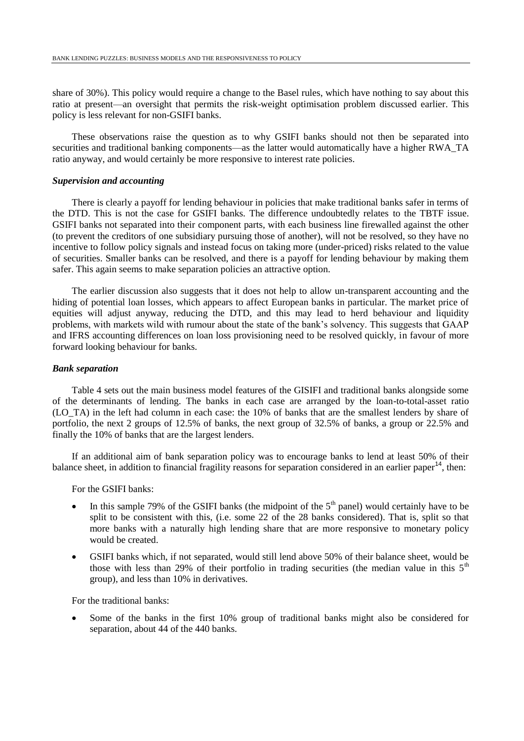share of 30%). This policy would require a change to the Basel rules, which have nothing to say about this ratio at present—an oversight that permits the risk-weight optimisation problem discussed earlier. This policy is less relevant for non-GSIFI banks.

These observations raise the question as to why GSIFI banks should not then be separated into securities and traditional banking components—as the latter would automatically have a higher RWA_TA ratio anyway, and would certainly be more responsive to interest rate policies.

### *Supervision and accounting*

There is clearly a payoff for lending behaviour in policies that make traditional banks safer in terms of the DTD. This is not the case for GSIFI banks. The difference undoubtedly relates to the TBTF issue. GSIFI banks not separated into their component parts, with each business line firewalled against the other (to prevent the creditors of one subsidiary pursuing those of another), will not be resolved, so they have no incentive to follow policy signals and instead focus on taking more (under-priced) risks related to the value of securities. Smaller banks can be resolved, and there is a payoff for lending behaviour by making them safer. This again seems to make separation policies an attractive option.

The earlier discussion also suggests that it does not help to allow un-transparent accounting and the hiding of potential loan losses, which appears to affect European banks in particular. The market price of equities will adjust anyway, reducing the DTD, and this may lead to herd behaviour and liquidity problems, with markets wild with rumour about the state of the bank's solvency. This suggests that GAAP and IFRS accounting differences on loan loss provisioning need to be resolved quickly, in favour of more forward looking behaviour for banks.

### *Bank separation*

Table 4 sets out the main business model features of the GISIFI and traditional banks alongside some of the determinants of lending. The banks in each case are arranged by the loan-to-total-asset ratio (LO_TA) in the left had column in each case: the 10% of banks that are the smallest lenders by share of portfolio, the next 2 groups of 12.5% of banks, the next group of 32.5% of banks, a group or 22.5% and finally the 10% of banks that are the largest lenders.

If an additional aim of bank separation policy was to encourage banks to lend at least 50% of their balance sheet, in addition to financial fragility reasons for separation considered in an earlier paper[14], then:

For the GSIFI banks:

- In this sample 79% of the GSIFI banks (the midpoint of the 5th panel) would certainly have to be split to be consistent with this, (i.e. some 22 of the 28 banks considered). That is, split so that more banks with a naturally high lending share that are more responsive to monetary policy would be created.
- GSIFI banks which, if not separated, would still lend above 50% of their balance sheet, would be those with less than 29% of their portfolio in trading securities (the median value in this 5th group), and less than 10% in derivatives.

For the traditional banks:

- Some of the banks in the first 10% group of traditional banks might also be considered for separation, about 44 of the 440 banks.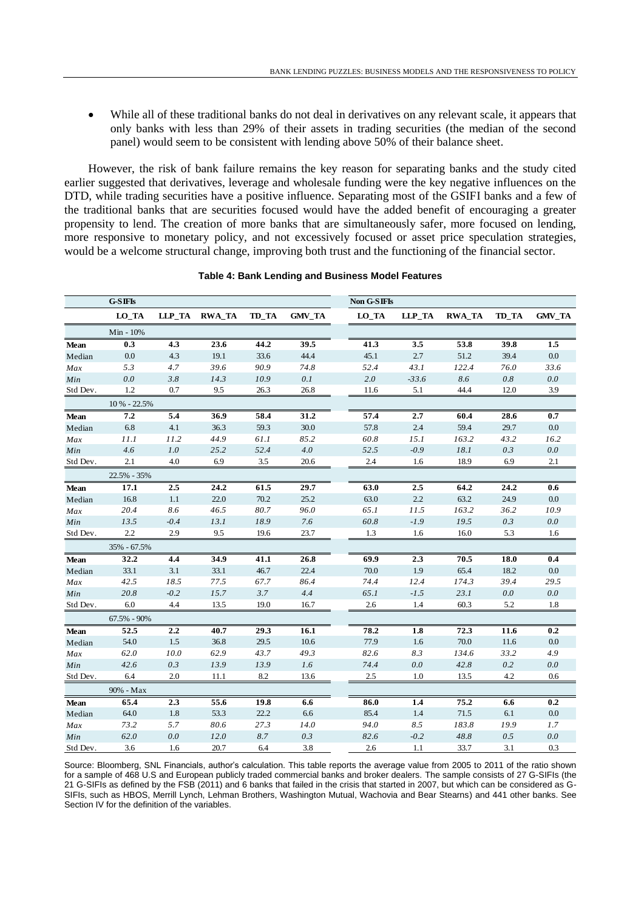- While all of these traditional banks do not deal in derivatives on any relevant scale, it appears that only banks with less than 29% of their assets in trading securities (the median of the second panel) would seem to be consistent with lending above 50% of their balance sheet.

However, the risk of bank failure remains the key reason for separating banks and the study cited earlier suggested that derivatives, leverage and wholesale funding were the key negative influences on the DTD, while trading securities have a positive influence. Separating most of the GSIFI banks and a few of the traditional banks that are securities focused would have the added benefit of encouraging a greater propensity to lend. The creation of more banks that are simultaneously safer, more focused on lending, more responsive to monetary policy, and not excessively focused or asset price speculation strategies, would be a welcome structural change, improving both trust and the functioning of the financial sector.

**Table 4: Bank Lending and Business Model Features**

| | G-SIFIs | | | | | Non G-SIFIs | | | | |
|---|---|---|---|---|---|---|---|---|---|---|
| | LO_TA | LLP_TA | RWA_TA | TD_TA | GMV_TA | LO_TA | LLP_TA | RWA_TA | TD_TA | GMV_TA |
| | Min - 10% | | | | | | | | | |
| **Mean** | **0.3** | **4.3** | **23.6** | **44.2** | **39.5** | **41.3** | **3.5** | **53.8** | **39.8** | **1.5** |
| Median | 0.0 | 4.3 | 19.1 | 33.6 | 44.4 | 45.1 | 2.7 | 51.2 | 39.4 | 0.0 |
| *Max* | *5.3* | *4.7* | *39.6* | *90.9* | *74.8* | *52.4* | *43.1* | *122.4* | *76.0* | *33.6* |
| *Min* | *0.0* | *3.8* | *14.3* | *10.9* | *0.1* | *2.0* | *-33.6* | *8.6* | *0.8* | *0.0* |
| Std Dev. | 1.2 | 0.7 | 9.5 | 26.3 | 26.8 | 11.6 | 5.1 | 44.4 | 12.0 | 3.9 |
| | 10% - 22.5% | | | | | | | | | |
| **Mean** | **7.2** | **5.4** | **36.9** | **58.4** | **31.2** | **57.4** | **2.7** | **60.4** | **28.6** | **0.7** |
| Median | 6.8 | 4.1 | 36.3 | 59.3 | 30.0 | 57.8 | 2.4 | 59.4 | 29.7 | 0.0 |
| *Max* | *11.1* | *11.2* | *44.9* | *61.1* | *85.2* | *60.8* | *15.1* | *163.2* | *43.2* | *16.2* |
| *Min* | *4.6* | *1.0* | *25.2* | *52.4* | *4.0* | *52.5* | *-0.9* | *18.1* | *0.3* | *0.0* |
| Std Dev. | 2.1 | 4.0 | 6.9 | 3.5 | 20.6 | 2.4 | 1.6 | 18.9 | 6.9 | 2.1 |
| | 22.5% - 35% | | | | | | | | | |
| **Mean** | **17.1** | **2.5** | **24.2** | **61.5** | **29.7** | **63.0** | **2.5** | **64.2** | **24.2** | **0.6** |
| Median | 16.8 | 1.1 | 22.0 | 70.2 | 25.2 | 63.0 | 2.2 | 63.2 | 24.9 | 0.0 |
| *Max* | *20.4* | *8.6* | *46.5* | *80.7* | *96.0* | *65.1* | *11.5* | *163.2* | *36.2* | *10.9* |
| *Min* | *13.5* | *-0.4* | *13.1* | *18.9* | *7.6* | *60.8* | *-1.9* | *19.5* | *0.3* | *0.0* |
| Std Dev. | 2.2 | 2.9 | 9.5 | 19.6 | 23.7 | 1.3 | 1.6 | 16.0 | 5.3 | 1.6 |
| | 35% - 67.5% | | | | | | | | | |
| **Mean** | **32.2** | **4.4** | **34.9** | **41.1** | **26.8** | **69.9** | **2.3** | **70.5** | **18.0** | **0.4** |
| Median | 33.1 | 3.1 | 33.1 | 46.7 | 22.4 | 70.0 | 1.9 | 65.4 | 18.2 | 0.0 |
| *Max* | *42.5* | *18.5* | *77.5* | *67.7* | *86.4* | *74.4* | *12.4* | *174.3* | *39.4* | *29.5* |
| *Min* | *20.8* | *-0.2* | *15.7* | *3.7* | *4.4* | *65.1* | *-1.5* | *23.1* | *0.0* | *0.0* |
| Std Dev. | 6.0 | 4.4 | 13.5 | 19.0 | 16.7 | 2.6 | 1.4 | 60.3 | 5.2 | 1.8 |
| | 67.5% - 90% | | | | | | | | | |
| **Mean** | **52.5** | **2.2** | **40.7** | **29.3** | **16.1** | **78.2** | **1.8** | **72.3** | **11.6** | **0.2** |
| Median | 54.0 | 1.5 | 36.8 | 29.5 | 10.6 | 77.9 | 1.6 | 70.0 | 11.6 | 0.0 |
| *Max* | *62.0* | *10.0* | *62.9* | *43.7* | *49.3* | *82.6* | *8.3* | *134.6* | *33.2* | *4.9* |
| *Min* | *42.6* | *0.3* | *13.9* | *13.9* | *1.6* | *74.4* | *0.0* | *42.8* | *0.2* | *0.0* |
| Std Dev. | 6.4 | 2.0 | 11.1 | 8.2 | 13.6 | 2.5 | 1.0 | 13.5 | 4.2 | 0.6 |
| | 90% - Max | | | | | | | | | |
| **Mean** | **65.4** | **2.3** | **55.6** | **19.8** | **6.6** | **86.0** | **1.4** | **75.2** | **6.6** | **0.2** |
| Median | 64.0 | 1.8 | 53.3 | 22.2 | 6.6 | 85.4 | 1.4 | 71.5 | 6.1 | 0.0 |
| *Max* | *73.2* | *5.7* | *80.6* | *27.3* | *14.0* | *94.0* | *8.5* | *183.8* | *19.9* | *1.7* |
| *Min* | *62.0* | *0.0* | *12.0* | *8.7* | *0.3* | *82.6* | *-0.2* | *48.8* | *0.5* | *0.0* |
| Std Dev. | 3.6 | 1.6 | 20.7 | 6.4 | 3.8 | 2.6 | 1.1 | 33.7 | 3.1 | 0.3 |

Source: Bloomberg, SNL Financials, author's calculation. This table reports the average value from 2005 to 2011 of the ratio shown for a sample of 468 U.S and European publicly traded commercial banks and broker dealers. The sample consists of 27 G-SIFIs (the 21 G-SIFIs as defined by the FSB (2011) and 6 banks that failed in the crisis that started in 2007, but which can be considered as G-SIFIs, such as HBOS, Merrill Lynch, Lehman Brothers, Washington Mutual, Wachovia and Bear Stearns) and 441 other banks. See Section IV for the definition of the variables.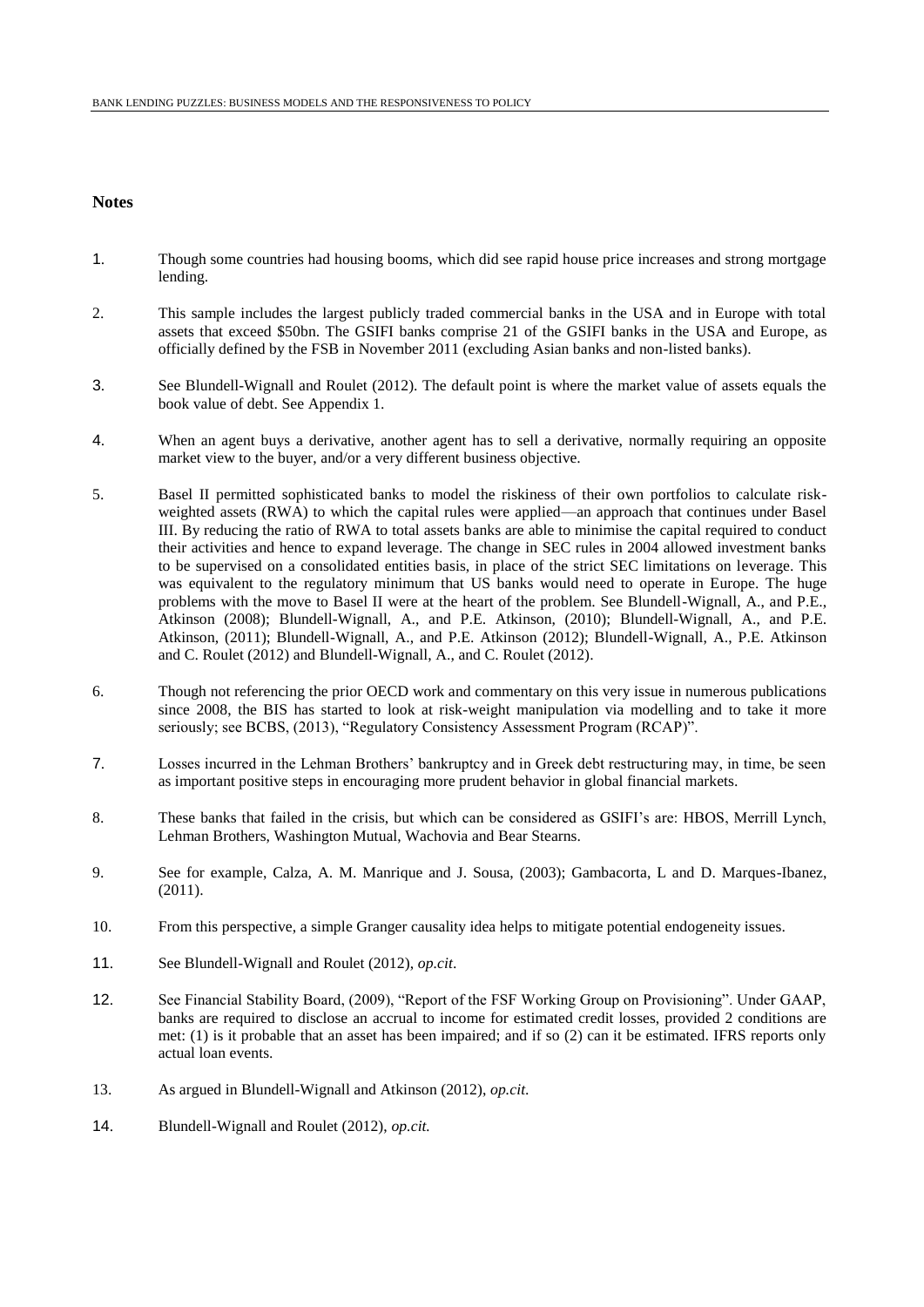## Notes

1. Though some countries had housing booms, which did see rapid house price increases and strong mortgage lending.

2. This sample includes the largest publicly traded commercial banks in the USA and in Europe with total assets that exceed $50bn. The GSIFI banks comprise 21 of the GSIFI banks in the USA and Europe, as officially defined by the FSB in November 2011 (excluding Asian banks and non-listed banks).

3. See Blundell-Wignall and Roulet (2012). The default point is where the market value of assets equals the book value of debt. See Appendix 1.

4. When an agent buys a derivative, another agent has to sell a derivative, normally requiring an opposite market view to the buyer, and/or a very different business objective.

5. Basel II permitted sophisticated banks to model the riskiness of their own portfolios to calculate risk-weighted assets (RWA) to which the capital rules were applied—an approach that continues under Basel III. By reducing the ratio of RWA to total assets banks are able to minimise the capital required to conduct their activities and hence to expand leverage. The change in SEC rules in 2004 allowed investment banks to be supervised on a consolidated entities basis, in place of the strict SEC limitations on leverage. This was equivalent to the regulatory minimum that US banks would need to operate in Europe. The huge problems with the move to Basel II were at the heart of the problem. See Blundell-Wignall, A., and P.E., Atkinson (2008); Blundell-Wignall, A., and P.E. Atkinson, (2010); Blundell-Wignall, A., and P.E. Atkinson, (2011); Blundell-Wignall, A., and P.E. Atkinson (2012); Blundell-Wignall, A., P.E. Atkinson and C. Roulet (2012) and Blundell-Wignall, A., and C. Roulet (2012).

6. Though not referencing the prior OECD work and commentary on this very issue in numerous publications since 2008, the BIS has started to look at risk-weight manipulation via modelling and to take it more seriously; see BCBS, (2013), "Regulatory Consistency Assessment Program (RCAP)".

7. Losses incurred in the Lehman Brothers' bankruptcy and in Greek debt restructuring may, in time, be seen as important positive steps in encouraging more prudent behavior in global financial markets.

8. These banks that failed in the crisis, but which can be considered as GSIFI's are: HBOS, Merrill Lynch, Lehman Brothers, Washington Mutual, Wachovia and Bear Stearns.

9. See for example, Calza, A. M. Manrique and J. Sousa, (2003); Gambacorta, L and D. Marques-Ibanez, (2011).

10. From this perspective, a simple Granger causality idea helps to mitigate potential endogeneity issues.

11. See Blundell-Wignall and Roulet (2012), *op.cit*.

12. See Financial Stability Board, (2009), "Report of the FSF Working Group on Provisioning". Under GAAP, banks are required to disclose an accrual to income for estimated credit losses, provided 2 conditions are met: (1) is it probable that an asset has been impaired; and if so (2) can it be estimated. IFRS reports only actual loan events.

13. As argued in Blundell-Wignall and Atkinson (2012), *op.cit.*

14. Blundell-Wignall and Roulet (2012), *op.cit.*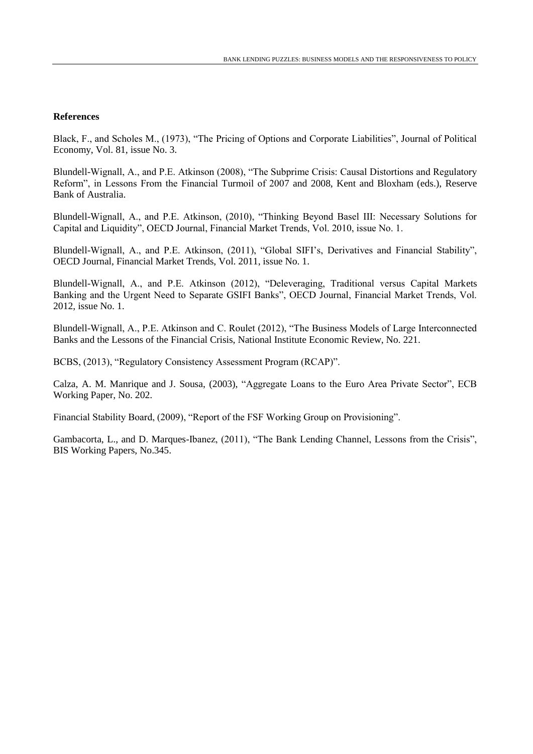**References**

Black, F., and Scholes M., (1973), "The Pricing of Options and Corporate Liabilities", Journal of Political Economy, Vol. 81, issue No. 3.

Blundell-Wignall, A., and P.E. Atkinson (2008), "The Subprime Crisis: Causal Distortions and Regulatory Reform", in Lessons From the Financial Turmoil of 2007 and 2008, Kent and Bloxham (eds.), Reserve Bank of Australia.

Blundell-Wignall, A., and P.E. Atkinson, (2010), "Thinking Beyond Basel III: Necessary Solutions for Capital and Liquidity", OECD Journal, Financial Market Trends, Vol. 2010, issue No. 1.

Blundell-Wignall, A., and P.E. Atkinson, (2011), "Global SIFI's, Derivatives and Financial Stability", OECD Journal, Financial Market Trends, Vol. 2011, issue No. 1.

Blundell-Wignall, A., and P.E. Atkinson (2012), "Deleveraging, Traditional versus Capital Markets Banking and the Urgent Need to Separate GSIFI Banks", OECD Journal, Financial Market Trends, Vol. 2012, issue No. 1.

Blundell-Wignall, A., P.E. Atkinson and C. Roulet (2012), "The Business Models of Large Interconnected Banks and the Lessons of the Financial Crisis, National Institute Economic Review, No. 221.

BCBS, (2013), "Regulatory Consistency Assessment Program (RCAP)".

Calza, A. M. Manrique and J. Sousa, (2003), "Aggregate Loans to the Euro Area Private Sector", ECB Working Paper, No. 202.

Financial Stability Board, (2009), "Report of the FSF Working Group on Provisioning".

Gambacorta, L., and D. Marques-Ibanez, (2011), "The Bank Lending Channel, Lessons from the Crisis", BIS Working Papers, No.345.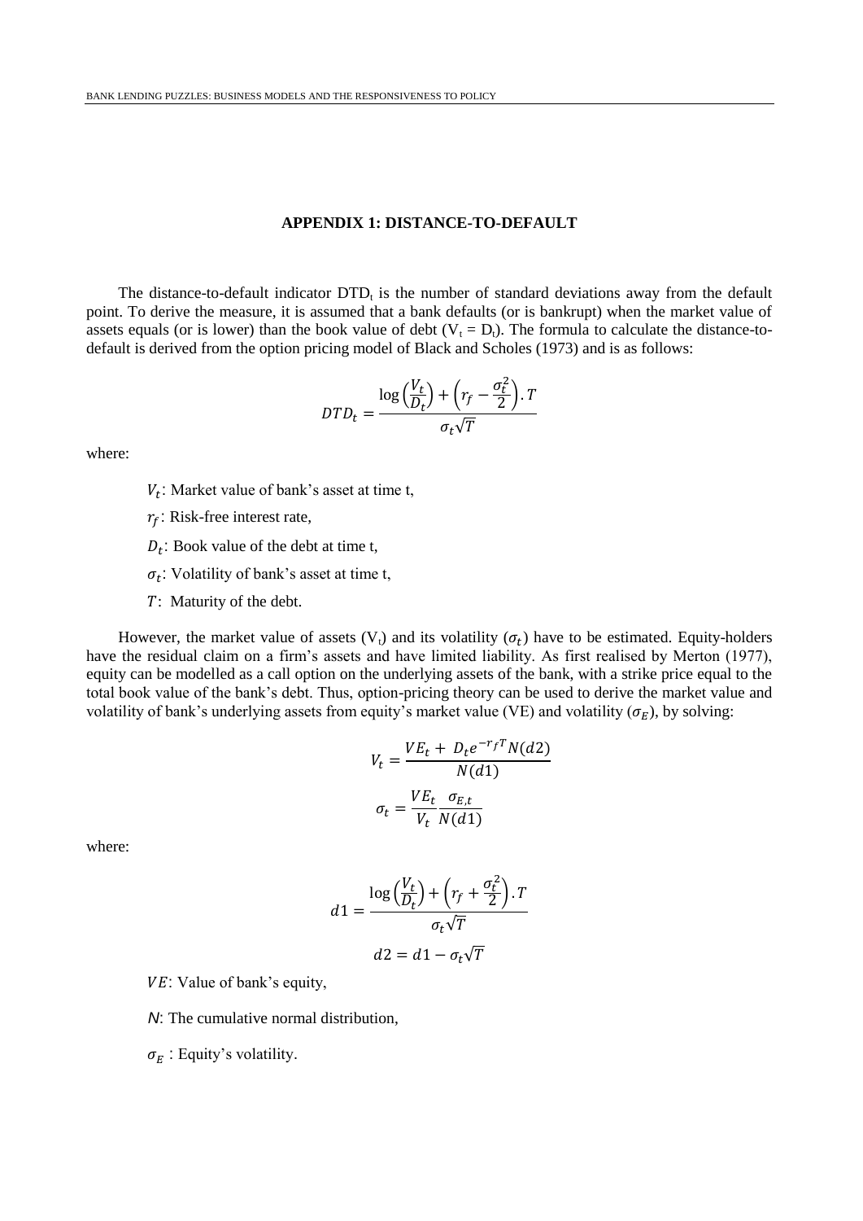### APPENDIX 1: DISTANCE-TO-DEFAULT

The distance-to-default indicator $DTD_t$ is the number of standard deviations away from the default point. To derive the measure, it is assumed that a bank defaults (or is bankrupt) when the market value of assets equals (or is lower) than the book value of debt ($V_t = D_t$). The formula to calculate the distance-to-default is derived from the option pricing model of Black and Scholes (1973) and is as follows:

$$DTD_t = \frac{\log\left(\frac{V_t}{D_t}\right) + \left(r_f - \frac{\sigma_t^2}{2}\right).T}{\sigma_t\sqrt{T}}$$

where:

$V_t$: Market value of bank's asset at time t,

$r_f$: Risk-free interest rate,

$D_t$: Book value of the debt at time t,

$\sigma_t$: Volatility of bank's asset at time t,

$T$: Maturity of the debt.

However, the market value of assets ($V_t$) and its volatility ($\sigma_t$) have to be estimated. Equity-holders have the residual claim on a firm's assets and have limited liability. As first realised by Merton (1977), equity can be modelled as a call option on the underlying assets of the bank, with a strike price equal to the total book value of the bank's debt. Thus, option-pricing theory can be used to derive the market value and volatility of bank's underlying assets from equity's market value (VE) and volatility ($\sigma_E$), by solving:

$$V_t = \frac{VE_t + D_t e^{-r_f T} N(d2)}{N(d1)}$$

$$\sigma_t = \frac{VE_t}{V_t} \frac{\sigma_{E,t}}{N(d1)}$$

where:

$$d1 = \frac{\log\left(\frac{V_t}{D_t}\right) + \left(r_f + \frac{\sigma_t^2}{2}\right).T}{\sigma_t\sqrt{T}}$$

$$d2 = d1 - \sigma_t\sqrt{T}$$

$VE$: Value of bank's equity,

$N$: The cumulative normal distribution,

$\sigma_E$ : Equity's volatility.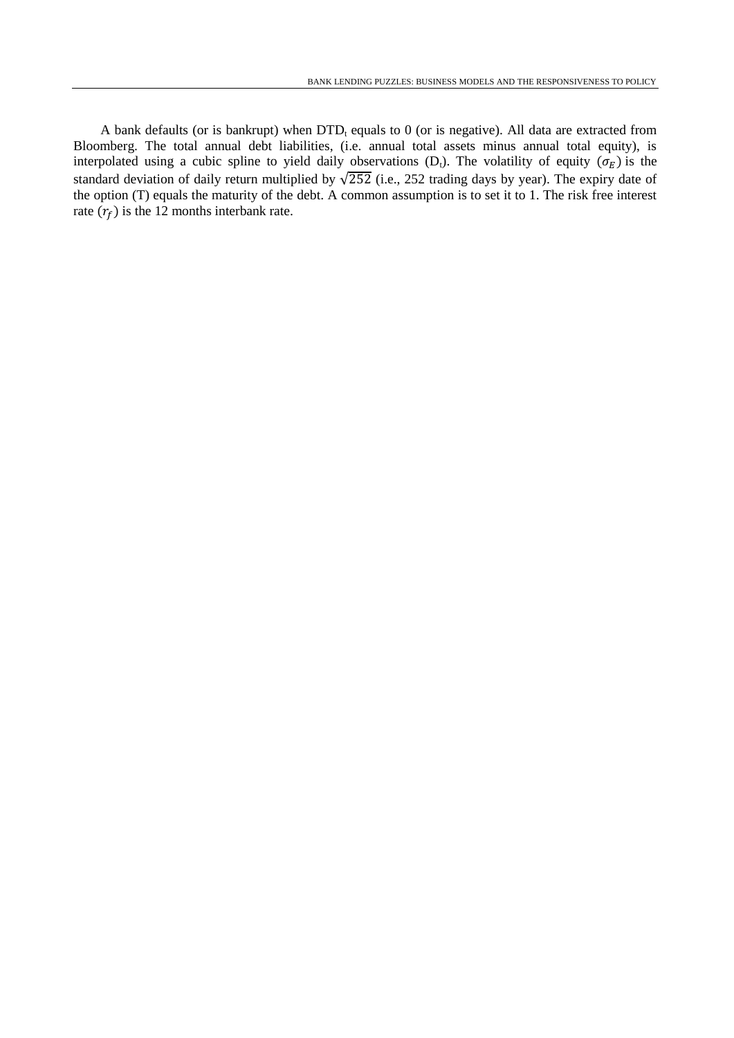A bank defaults (or is bankrupt) when $DTD_t$ equals to 0 (or is negative). All data are extracted from Bloomberg. The total annual debt liabilities, (i.e. annual total assets minus annual total equity), is interpolated using a cubic spline to yield daily observations ($D_t$). The volatility of equity ($\sigma_E$) is the standard deviation of daily return multiplied by $\sqrt{252}$ (i.e., 252 trading days by year). The expiry date of the option (T) equals the maturity of the debt. A common assumption is to set it to 1. The risk free interest rate ($r_f$) is the 12 months interbank rate.